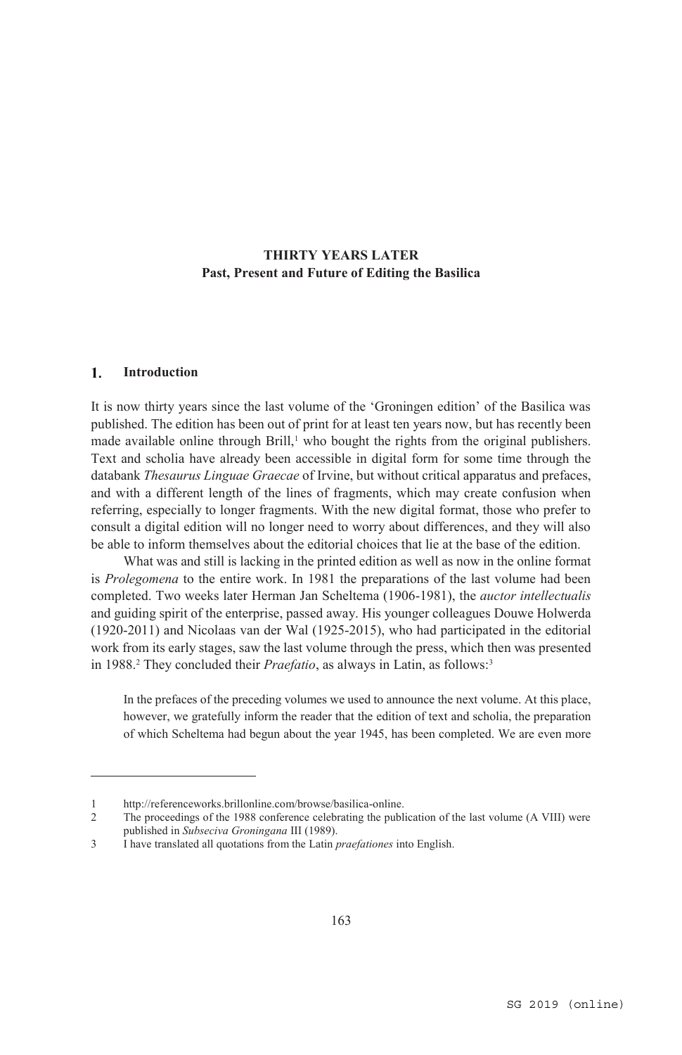# THIRTY YEARS LATER
## Past, Present and Future of Editing the Basilica

## 1. Introduction

It is now thirty years since the last volume of the 'Groningen edition' of the Basilica was published. The edition has been out of print for at least ten years now, but has recently been made available online through Brill,[1] who bought the rights from the original publishers. Text and scholia have already been accessible in digital form for some time through the databank *Thesaurus Linguae Graecae* of Irvine, but without critical apparatus and prefaces, and with a different length of the lines of fragments, which may create confusion when referring, especially to longer fragments. With the new digital format, those who prefer to consult a digital edition will no longer need to worry about differences, and they will also be able to inform themselves about the editorial choices that lie at the base of the edition.

What was and still is lacking in the printed edition as well as now in the online format is *Prolegomena* to the entire work. In 1981 the preparations of the last volume had been completed. Two weeks later Herman Jan Scheltema (1906-1981), the *auctor intellectualis* and guiding spirit of the enterprise, passed away. His younger colleagues Douwe Holwerda (1920-2011) and Nicolaas van der Wal (1925-2015), who had participated in the editorial work from its early stages, saw the last volume through the press, which then was presented in 1988.[2] They concluded their *Praefatio*, as always in Latin, as follows:[3]

> In the prefaces of the preceding volumes we used to announce the next volume. At this place, however, we gratefully inform the reader that the edition of text and scholia, the preparation of which Scheltema had begun about the year 1945, has been completed. We are even more

---

1 http://referenceworks.brillonline.com/browse/basilica-online.

2 The proceedings of the 1988 conference celebrating the publication of the last volume (A VIII) were published in *Subseciva Groningana* III (1989).

3 I have translated all quotations from the Latin *praefationes* into English.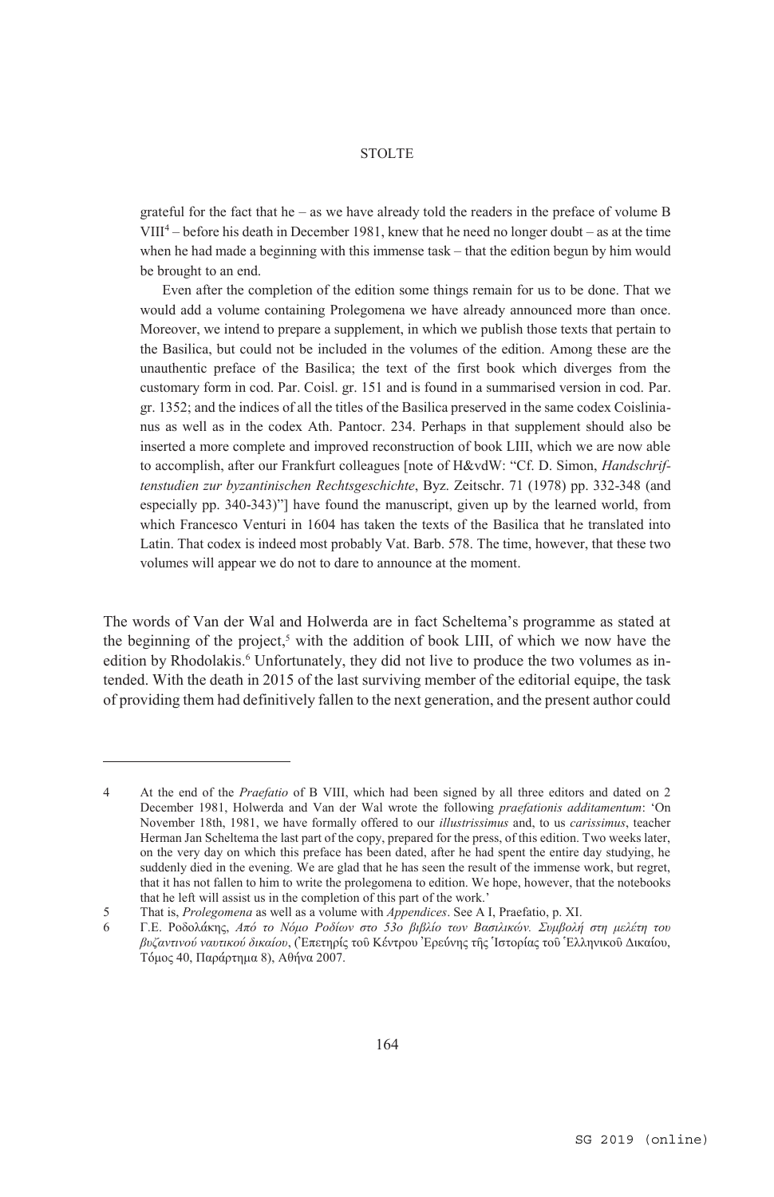grateful for the fact that he – as we have already told the readers in the preface of volume B VIII[4] – before his death in December 1981, knew that he need no longer doubt – as at the time when he had made a beginning with this immense task – that the edition begun by him would be brought to an end.

Even after the completion of the edition some things remain for us to be done. That we would add a volume containing Prolegomena we have already announced more than once. Moreover, we intend to prepare a supplement, in which we publish those texts that pertain to the Basilica, but could not be included in the volumes of the edition. Among these are the unauthentic preface of the Basilica; the text of the first book which diverges from the customary form in cod. Par. Coisl. gr. 151 and is found in a summarised version in cod. Par. gr. 1352; and the indices of all the titles of the Basilica preserved in the same codex Coislinianus as well as in the codex Ath. Pantocr. 234. Perhaps in that supplement should also be inserted a more complete and improved reconstruction of book LIII, which we are now able to accomplish, after our Frankfurt colleagues [note of H&vdW: "Cf. D. Simon, *Handschriftenstudien zur byzantinischen Rechtsgeschichte*, Byz. Zeitschr. 71 (1978) pp. 332-348 (and especially pp. 340-343)"] have found the manuscript, given up by the learned world, from which Francesco Venturi in 1604 has taken the texts of the Basilica that he translated into Latin. That codex is indeed most probably Vat. Barb. 578. The time, however, that these two volumes will appear we do not to dare to announce at the moment.

The words of Van der Wal and Holwerda are in fact Scheltema's programme as stated at the beginning of the project,[5] with the addition of book LIII, of which we now have the edition by Rhodolakis.[6] Unfortunately, they did not live to produce the two volumes as intended. With the death in 2015 of the last surviving member of the editorial equipe, the task of providing them had definitively fallen to the next generation, and the present author could

---

4 At the end of the *Praefatio* of B VIII, which had been signed by all three editors and dated on 2 December 1981, Holwerda and Van der Wal wrote the following *praefationis additamentum*: 'On November 18th, 1981, we have formally offered to our *illustrissimus* and, to us *carissimus*, teacher Herman Jan Scheltema the last part of the copy, prepared for the press, of this edition. Two weeks later, on the very day on which this preface has been dated, after he had spent the entire day studying, he suddenly died in the evening. We are glad that he has seen the result of the immense work, but regret, that it has not fallen to him to write the prolegomena to edition. We hope, however, that the notebooks that he left will assist us in the completion of this part of the work.'

5 That is, *Prolegomena* as well as a volume with *Appendices*. See A I, Praefatio, p. XI.

6 Γ.Ε. Ροδολάκης, *Από το Νόμο Ροδίων στο 53ο βιβλίο των Βασιλικών. Συμβολή στη μελέτη του βυζαντινού ναυτικού δικαίου*, (Ἐπετηρίς τοῦ Κέντρου Ἐρεύνης τῆς Ἱστορίας τοῦ Ἑλληνικοῦ Δικαίου, Τόμος 40, Παράρτημα 8), Αθήνα 2007.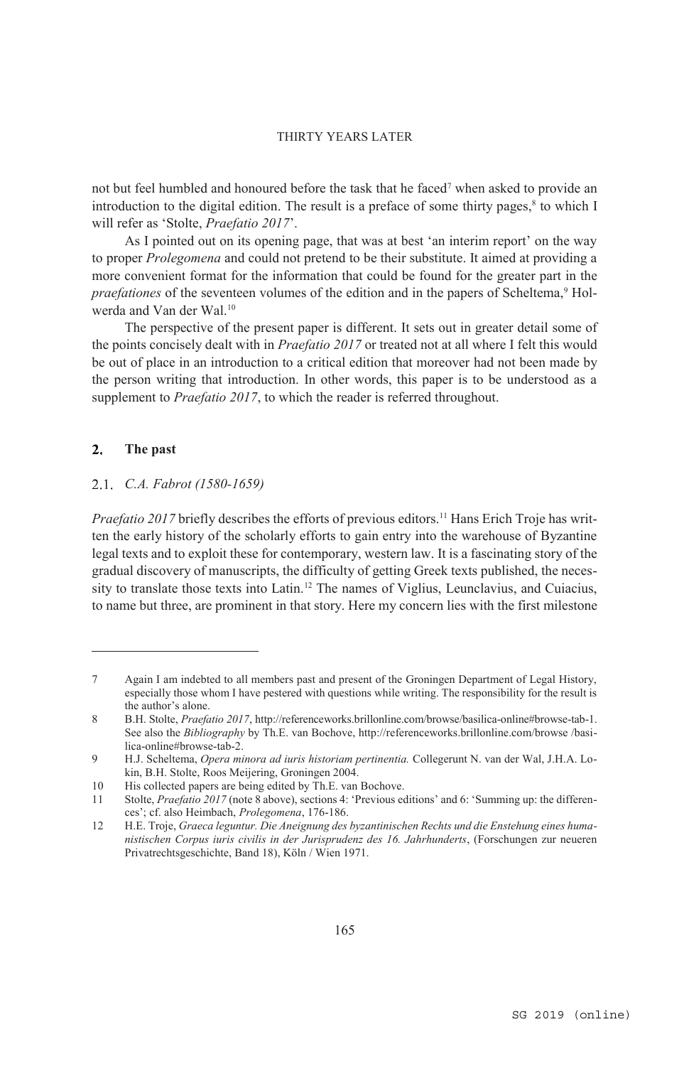not but feel humbled and honoured before the task that he faced[7] when asked to provide an introduction to the digital edition. The result is a preface of some thirty pages,[8] to which I will refer as 'Stolte, *Praefatio 2017*'.

As I pointed out on its opening page, that was at best 'an interim report' on the way to proper *Prolegomena* and could not pretend to be their substitute. It aimed at providing a more convenient format for the information that could be found for the greater part in the *praefationes* of the seventeen volumes of the edition and in the papers of Scheltema,[9] Holwerda and Van der Wal.[10]

The perspective of the present paper is different. It sets out in greater detail some of the points concisely dealt with in *Praefatio 2017* or treated not at all where I felt this would be out of place in an introduction to a critical edition that moreover had not been made by the person writing that introduction. In other words, this paper is to be understood as a supplement to *Praefatio 2017*, to which the reader is referred throughout.

## 2. The past

### 2.1. *C.A. Fabrot (1580-1659)*

*Praefatio 2017* briefly describes the efforts of previous editors.[11] Hans Erich Troje has written the early history of the scholarly efforts to gain entry into the warehouse of Byzantine legal texts and to exploit these for contemporary, western law. It is a fascinating story of the gradual discovery of manuscripts, the difficulty of getting Greek texts published, the necessity to translate those texts into Latin.[12] The names of Viglius, Leunclavius, and Cuiacius, to name but three, are prominent in that story. Here my concern lies with the first milestone

---

7 Again I am indebted to all members past and present of the Groningen Department of Legal History, especially those whom I have pestered with questions while writing. The responsibility for the result is the author's alone.

8 B.H. Stolte, *Praefatio 2017*, http://referenceworks.brillonline.com/browse/basilica-online#browse-tab-1. See also the *Bibliography* by Th.E. van Bochove, http://referenceworks.brillonline.com/browse /basilica-online#browse-tab-2.

9 H.J. Scheltema, *Opera minora ad iuris historiam pertinentia.* Collegerunt N. van der Wal, J.H.A. Lokin, B.H. Stolte, Roos Meijering, Groningen 2004.

10 His collected papers are being edited by Th.E. van Bochove.

11 Stolte, *Praefatio 2017* (note 8 above), sections 4: 'Previous editions' and 6: 'Summing up: the differences'; cf. also Heimbach, *Prolegomena*, 176-186.

12 H.E. Troje, *Graeca leguntur. Die Aneignung des byzantinischen Rechts und die Enstehung eines humanistischen Corpus iuris civilis in der Jurisprudenz des 16. Jahrhunderts*, (Forschungen zur neueren Privatrechtsgeschichte, Band 18), Köln / Wien 1971.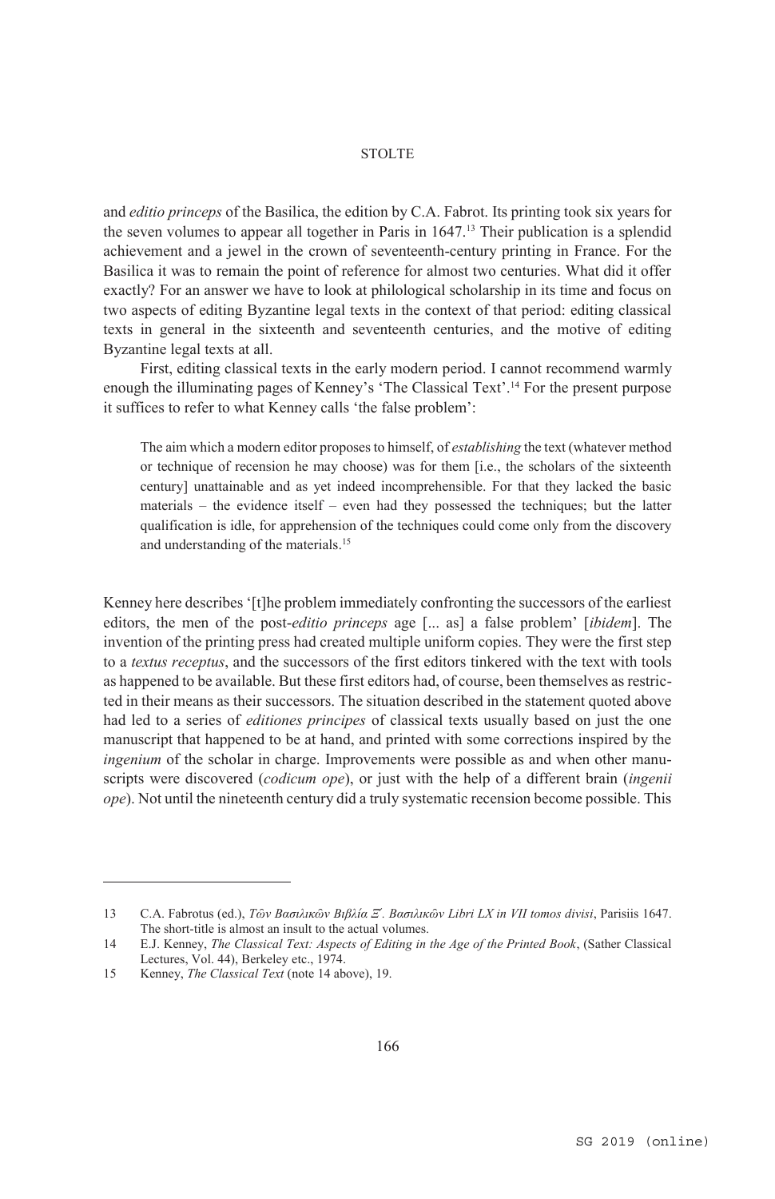and *editio princeps* of the Basilica, the edition by C.A. Fabrot. Its printing took six years for the seven volumes to appear all together in Paris in 1647.[13] Their publication is a splendid achievement and a jewel in the crown of seventeenth-century printing in France. For the Basilica it was to remain the point of reference for almost two centuries. What did it offer exactly? For an answer we have to look at philological scholarship in its time and focus on two aspects of editing Byzantine legal texts in the context of that period: editing classical texts in general in the sixteenth and seventeenth centuries, and the motive of editing Byzantine legal texts at all.

First, editing classical texts in the early modern period. I cannot recommend warmly enough the illuminating pages of Kenney's 'The Classical Text'.[14] For the present purpose it suffices to refer to what Kenney calls 'the false problem':

> The aim which a modern editor proposes to himself, of *establishing* the text (whatever method or technique of recension he may choose) was for them [i.e., the scholars of the sixteenth century] unattainable and as yet indeed incomprehensible. For that they lacked the basic materials – the evidence itself – even had they possessed the techniques; but the latter qualification is idle, for apprehension of the techniques could come only from the discovery and understanding of the materials.[15]

Kenney here describes '[t]he problem immediately confronting the successors of the earliest editors, the men of the post-*editio princeps* age [... as] a false problem' [*ibidem*]. The invention of the printing press had created multiple uniform copies. They were the first step to a *textus receptus*, and the successors of the first editors tinkered with the text with tools as happened to be available. But these first editors had, of course, been themselves as restricted in their means as their successors. The situation described in the statement quoted above had led to a series of *editiones principes* of classical texts usually based on just the one manuscript that happened to be at hand, and printed with some corrections inspired by the *ingenium* of the scholar in charge. Improvements were possible as and when other manuscripts were discovered (*codicum ope*), or just with the help of a different brain (*ingenii ope*). Not until the nineteenth century did a truly systematic recension become possible. This

---

13 C.A. Fabrotus (ed.), *Τῶν Βασιλικῶν Βιβλία Ξ΄. Βασιλικῶν Libri LX in VII tomos divisi*, Parisiis 1647. The short-title is almost an insult to the actual volumes.

14 E.J. Kenney, *The Classical Text: Aspects of Editing in the Age of the Printed Book*, (Sather Classical Lectures, Vol. 44), Berkeley etc., 1974.

15 Kenney, *The Classical Text* (note 14 above), 19.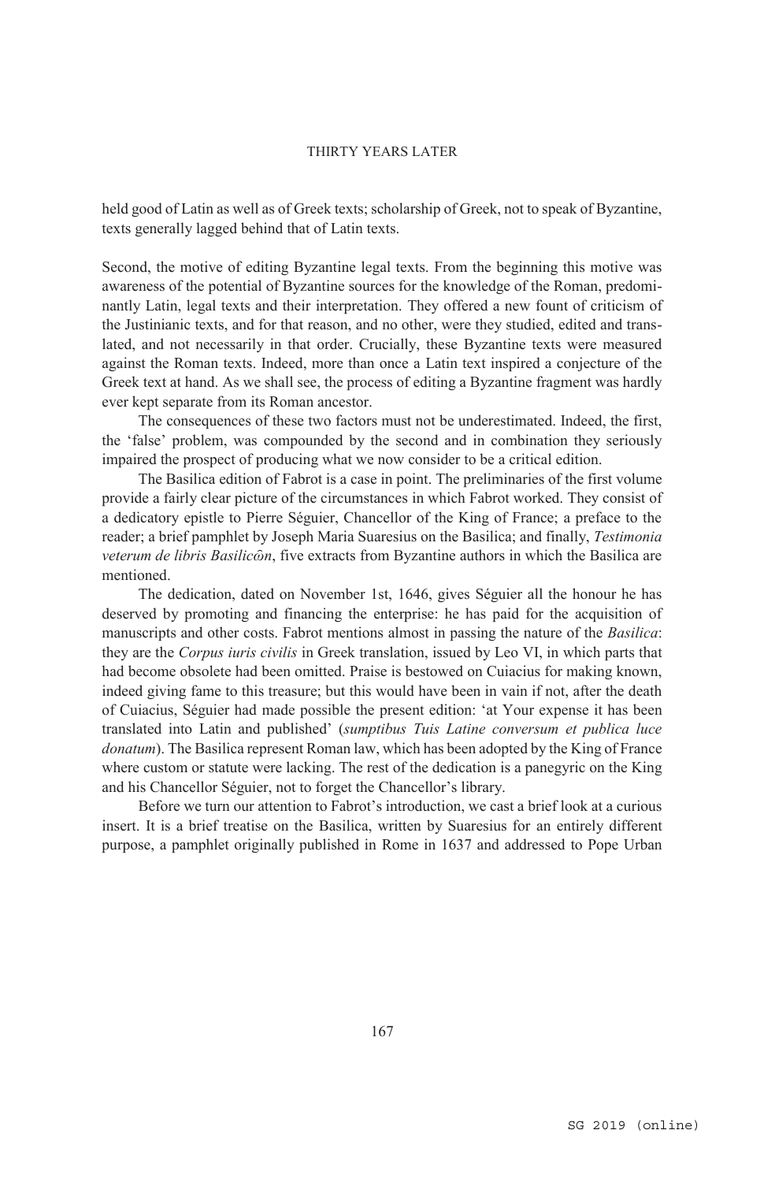held good of Latin as well as of Greek texts; scholarship of Greek, not to speak of Byzantine, texts generally lagged behind that of Latin texts.

Second, the motive of editing Byzantine legal texts. From the beginning this motive was awareness of the potential of Byzantine sources for the knowledge of the Roman, predominantly Latin, legal texts and their interpretation. They offered a new fount of criticism of the Justinianic texts, and for that reason, and no other, were they studied, edited and translated, and not necessarily in that order. Crucially, these Byzantine texts were measured against the Roman texts. Indeed, more than once a Latin text inspired a conjecture of the Greek text at hand. As we shall see, the process of editing a Byzantine fragment was hardly ever kept separate from its Roman ancestor.

The consequences of these two factors must not be underestimated. Indeed, the first, the 'false' problem, was compounded by the second and in combination they seriously impaired the prospect of producing what we now consider to be a critical edition.

The Basilica edition of Fabrot is a case in point. The preliminaries of the first volume provide a fairly clear picture of the circumstances in which Fabrot worked. They consist of a dedicatory epistle to Pierre Séguier, Chancellor of the King of France; a preface to the reader; a brief pamphlet by Joseph Maria Suaresius on the Basilica; and finally, *Testimonia veterum de libris Basilicῶn*, five extracts from Byzantine authors in which the Basilica are mentioned.

The dedication, dated on November 1st, 1646, gives Séguier all the honour he has deserved by promoting and financing the enterprise: he has paid for the acquisition of manuscripts and other costs. Fabrot mentions almost in passing the nature of the *Basilica*: they are the *Corpus iuris civilis* in Greek translation, issued by Leo VI, in which parts that had become obsolete had been omitted. Praise is bestowed on Cuiacius for making known, indeed giving fame to this treasure; but this would have been in vain if not, after the death of Cuiacius, Séguier had made possible the present edition: 'at Your expense it has been translated into Latin and published' (*sumptibus Tuis Latine conversum et publica luce donatum*). The Basilica represent Roman law, which has been adopted by the King of France where custom or statute were lacking. The rest of the dedication is a panegyric on the King and his Chancellor Séguier, not to forget the Chancellor's library.

Before we turn our attention to Fabrot's introduction, we cast a brief look at a curious insert. It is a brief treatise on the Basilica, written by Suaresius for an entirely different purpose, a pamphlet originally published in Rome in 1637 and addressed to Pope Urban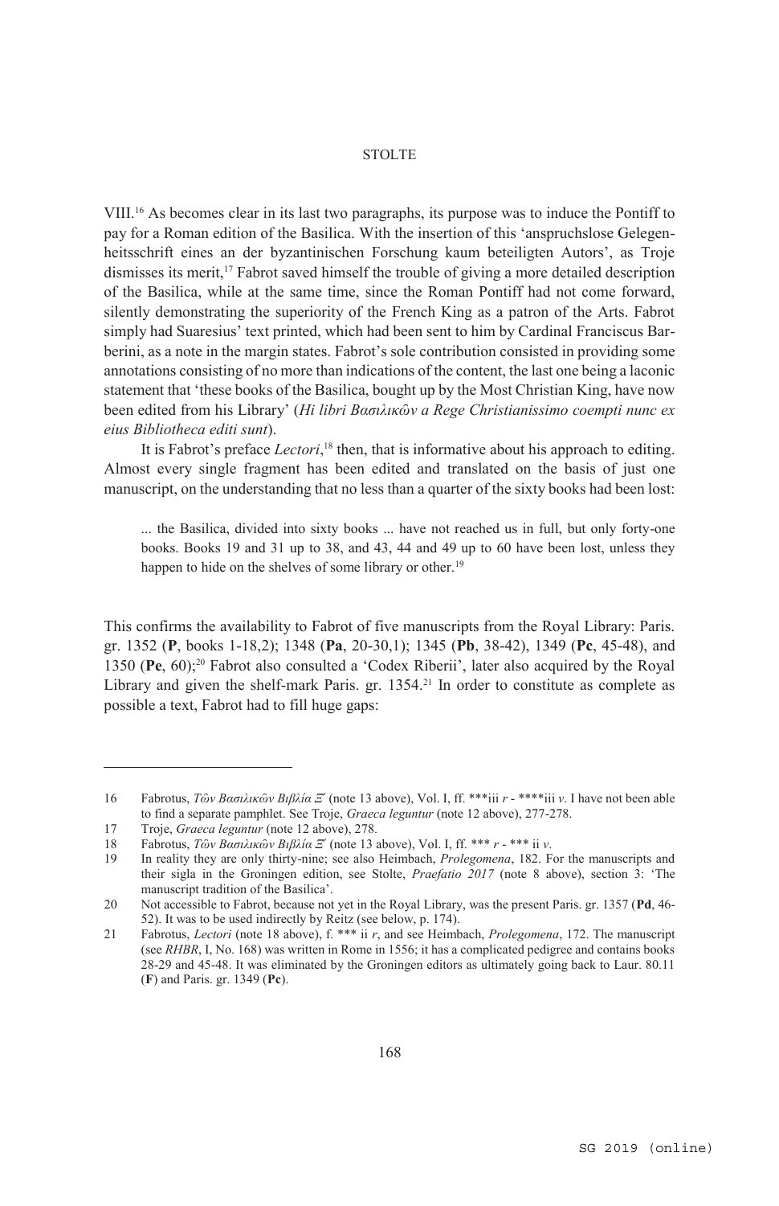VIII.[16] As becomes clear in its last two paragraphs, its purpose was to induce the Pontiff to pay for a Roman edition of the Basilica. With the insertion of this 'anspruchslose Gelegenheitsschrift eines an der byzantinischen Forschung kaum beteiligten Autors', as Troje dismisses its merit,[17] Fabrot saved himself the trouble of giving a more detailed description of the Basilica, while at the same time, since the Roman Pontiff had not come forward, silently demonstrating the superiority of the French King as a patron of the Arts. Fabrot simply had Suaresius' text printed, which had been sent to him by Cardinal Franciscus Barberini, as a note in the margin states. Fabrot's sole contribution consisted in providing some annotations consisting of no more than indications of the content, the last one being a laconic statement that 'these books of the Basilica, bought up by the Most Christian King, have now been edited from his Library' (*Hi libri Βασιλικῶν a Rege Christianissimo coempti nunc ex eius Bibliotheca editi sunt*).

It is Fabrot's preface *Lectori*,[18] then, that is informative about his approach to editing. Almost every single fragment has been edited and translated on the basis of just one manuscript, on the understanding that no less than a quarter of the sixty books had been lost:

> ... the Basilica, divided into sixty books ... have not reached us in full, but only forty-one books. Books 19 and 31 up to 38, and 43, 44 and 49 up to 60 have been lost, unless they happen to hide on the shelves of some library or other.[19]

This confirms the availability to Fabrot of five manuscripts from the Royal Library: Paris. gr. 1352 (**P**, books 1-18,2); 1348 (**Pa**, 20-30,1); 1345 (**Pb**, 38-42), 1349 (**Pc**, 45-48), and 1350 (**Pe**, 60);[20] Fabrot also consulted a 'Codex Riberii', later also acquired by the Royal Library and given the shelf-mark Paris. gr. 1354.[21] In order to constitute as complete as possible a text, Fabrot had to fill huge gaps:

---

16 Fabrotus, *Τῶν Βασιλικῶν Βιβλία Ξ´* (note 13 above), Vol. I, ff. ***iii *r* - ****iii *v*. I have not been able to find a separate pamphlet. See Troje, *Graeca leguntur* (note 12 above), 277-278.

17 Troje, *Graeca leguntur* (note 12 above), 278.

18 Fabrotus, *Τῶν Βασιλικῶν Βιβλία Ξ´* (note 13 above), Vol. I, ff. *** *r* - *** ii *v*.

19 In reality they are only thirty-nine; see also Heimbach, *Prolegomena*, 182. For the manuscripts and their sigla in the Groningen edition, see Stolte, *Praefatio 2017* (note 8 above), section 3: 'The manuscript tradition of the Basilica'.

20 Not accessible to Fabrot, because not yet in the Royal Library, was the present Paris. gr. 1357 (**Pd**, 46-52). It was to be used indirectly by Reitz (see below, p. 174).

21 Fabrotus, *Lectori* (note 18 above), f. *** ii *r*, and see Heimbach, *Prolegomena*, 172. The manuscript (see *RHBR*, I, No. 168) was written in Rome in 1556; it has a complicated pedigree and contains books 28-29 and 45-48. It was eliminated by the Groningen editors as ultimately going back to Laur. 80.11 (**F**) and Paris. gr. 1349 (**Pc**).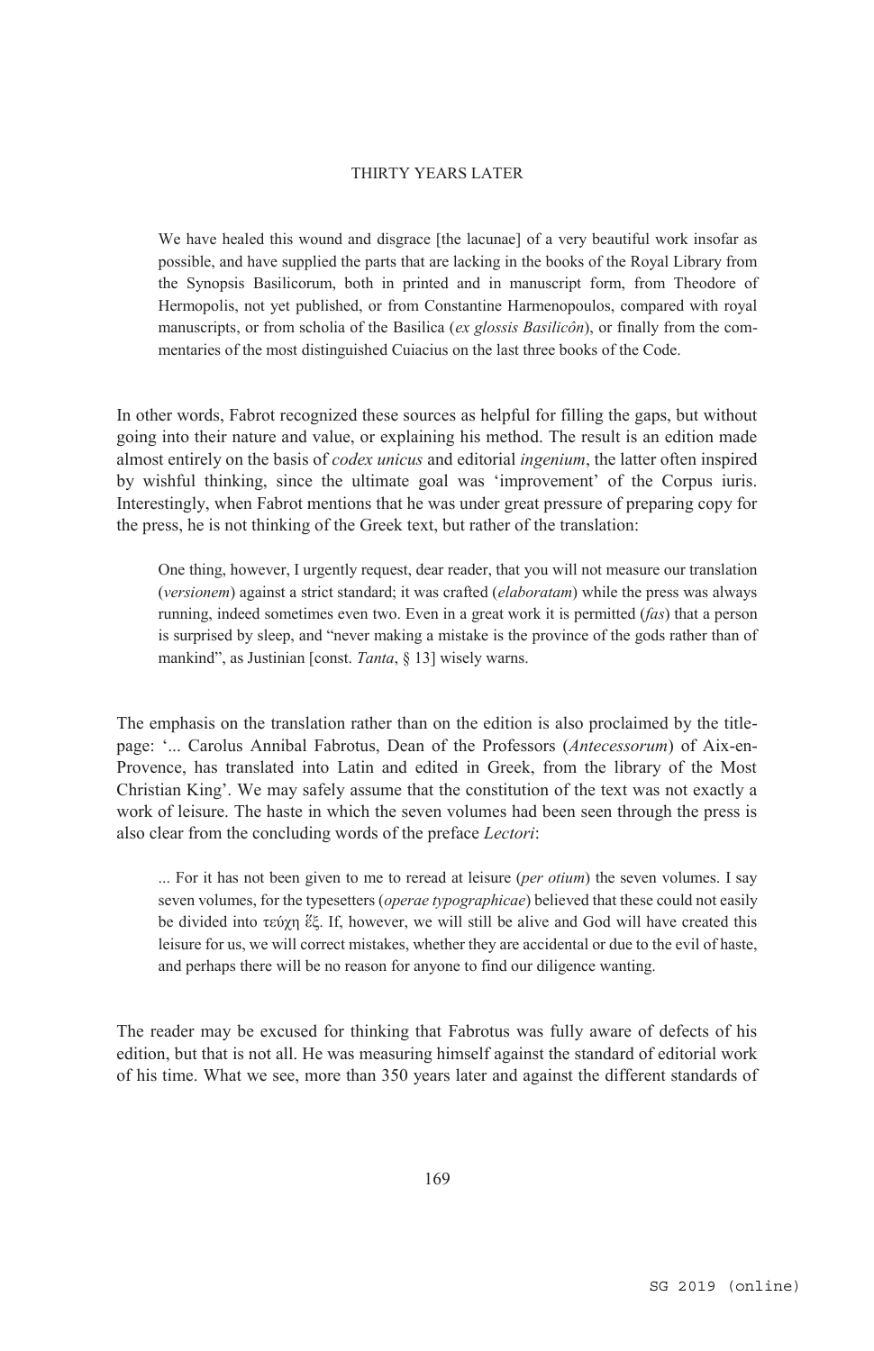> We have healed this wound and disgrace [the lacunae] of a very beautiful work insofar as possible, and have supplied the parts that are lacking in the books of the Royal Library from the Synopsis Basilicorum, both in printed and in manuscript form, from Theodore of Hermopolis, not yet published, or from Constantine Harmenopoulos, compared with royal manuscripts, or from scholia of the Basilica (*ex glossis Basilicôn*), or finally from the commentaries of the most distinguished Cuiacius on the last three books of the Code.

In other words, Fabrot recognized these sources as helpful for filling the gaps, but without going into their nature and value, or explaining his method. The result is an edition made almost entirely on the basis of *codex unicus* and editorial *ingenium*, the latter often inspired by wishful thinking, since the ultimate goal was 'improvement' of the Corpus iuris. Interestingly, when Fabrot mentions that he was under great pressure of preparing copy for the press, he is not thinking of the Greek text, but rather of the translation:

> One thing, however, I urgently request, dear reader, that you will not measure our translation (*versionem*) against a strict standard; it was crafted (*elaboratam*) while the press was always running, indeed sometimes even two. Even in a great work it is permitted (*fas*) that a person is surprised by sleep, and "never making a mistake is the province of the gods rather than of mankind", as Justinian [const. *Tanta*, § 13] wisely warns.

The emphasis on the translation rather than on the edition is also proclaimed by the title-page: '... Carolus Annibal Fabrotus, Dean of the Professors (*Antecessorum*) of Aix-en-Provence, has translated into Latin and edited in Greek, from the library of the Most Christian King'. We may safely assume that the constitution of the text was not exactly a work of leisure. The haste in which the seven volumes had been seen through the press is also clear from the concluding words of the preface *Lectori*:

> ... For it has not been given to me to reread at leisure (*per otium*) the seven volumes. I say seven volumes, for the typesetters (*operae typographicae*) believed that these could not easily be divided into τεύχη ἕξ. If, however, we will still be alive and God will have created this leisure for us, we will correct mistakes, whether they are accidental or due to the evil of haste, and perhaps there will be no reason for anyone to find our diligence wanting.

The reader may be excused for thinking that Fabrotus was fully aware of defects of his edition, but that is not all. He was measuring himself against the standard of editorial work of his time. What we see, more than 350 years later and against the different standards of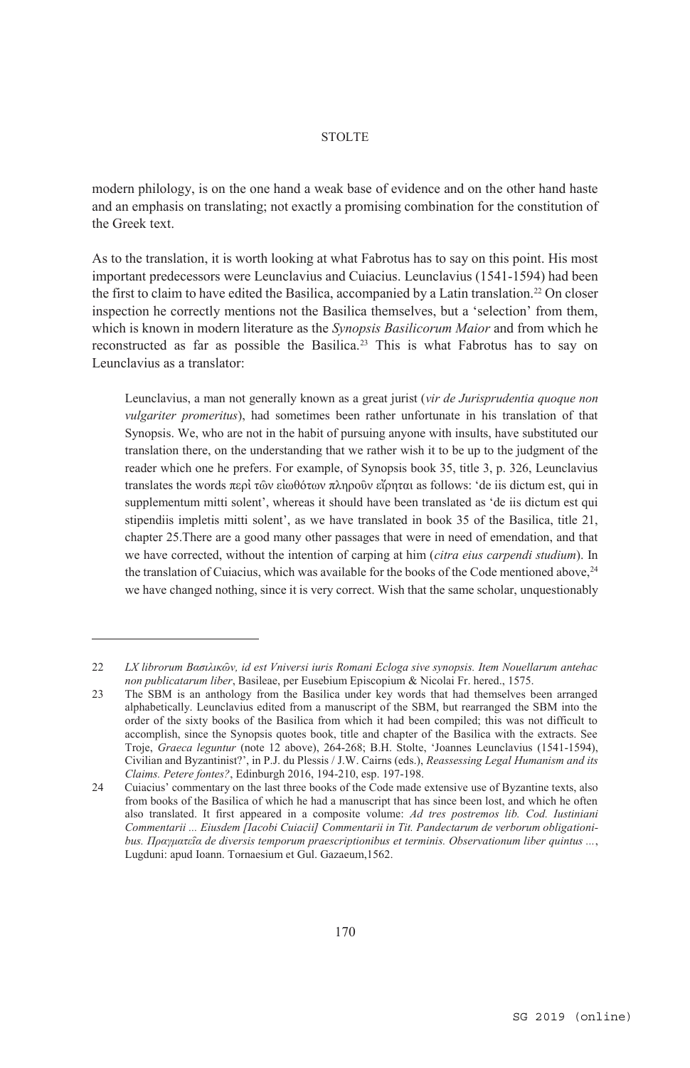modern philology, is on the one hand a weak base of evidence and on the other hand haste and an emphasis on translating; not exactly a promising combination for the constitution of the Greek text.

As to the translation, it is worth looking at what Fabrotus has to say on this point. His most important predecessors were Leunclavius and Cuiacius. Leunclavius (1541-1594) had been the first to claim to have edited the Basilica, accompanied by a Latin translation.[22] On closer inspection he correctly mentions not the Basilica themselves, but a 'selection' from them, which is known in modern literature as the *Synopsis Basilicorum Maior* and from which he reconstructed as far as possible the Basilica.[23] This is what Fabrotus has to say on Leunclavius as a translator:

> Leunclavius, a man not generally known as a great jurist (*vir de Jurisprudentia quoque non vulgariter promeritus*), had sometimes been rather unfortunate in his translation of that Synopsis. We, who are not in the habit of pursuing anyone with insults, have substituted our translation there, on the understanding that we rather wish it to be up to the judgment of the reader which one he prefers. For example, of Synopsis book 35, title 3, p. 326, Leunclavius translates the words περὶ τῶν εἰωθότων πληροῦν εἴρηται as follows: 'de iis dictum est, qui in supplementum mitti solent', whereas it should have been translated as 'de iis dictum est qui stipendiis impletis mitti solent', as we have translated in book 35 of the Basilica, title 21, chapter 25.There are a good many other passages that were in need of emendation, and that we have corrected, without the intention of carping at him (*citra eius carpendi studium*). In the translation of Cuiacius, which was available for the books of the Code mentioned above,[24] we have changed nothing, since it is very correct. Wish that the same scholar, unquestionably

---

22 *LX librorum Βασιλικῶν, id est Vniversi iuris Romani Ecloga sive synopsis. Item Nouellarum antehac non publicatarum liber*, Basileae, per Eusebium Episcopium & Nicolai Fr. hered., 1575.

23 The SBM is an anthology from the Basilica under key words that had themselves been arranged alphabetically. Leunclavius edited from a manuscript of the SBM, but rearranged the SBM into the order of the sixty books of the Basilica from which it had been compiled; this was not difficult to accomplish, since the Synopsis quotes book, title and chapter of the Basilica with the extracts. See Troje, *Graeca leguntur* (note 12 above), 264-268; B.H. Stolte, 'Joannes Leunclavius (1541-1594), Civilian and Byzantinist?', in P.J. du Plessis / J.W. Cairns (eds.), *Reassessing Legal Humanism and its Claims. Petere fontes?*, Edinburgh 2016, 194-210, esp. 197-198.

24 Cuiacius' commentary on the last three books of the Code made extensive use of Byzantine texts, also from books of the Basilica of which he had a manuscript that has since been lost, and which he often also translated. It first appeared in a composite volume: *Ad tres postremos lib. Cod. Iustiniani Commentarii ... Eiusdem [Iacobi Cuiacii] Commentarii in Tit. Pandectarum de verborum obligationibus. Πραγματεῖα de diversis temporum praescriptionibus et terminis. Observationum liber quintus ...*, Lugduni: apud Ioann. Tornaesium et Gul. Gazaeum,1562.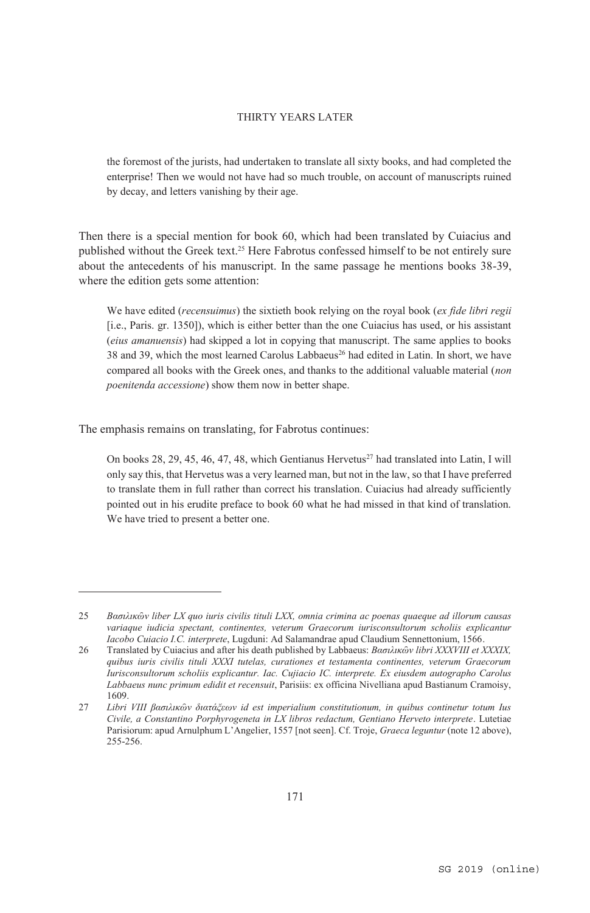the foremost of the jurists, had undertaken to translate all sixty books, and had completed the enterprise! Then we would not have had so much trouble, on account of manuscripts ruined by decay, and letters vanishing by their age.

Then there is a special mention for book 60, which had been translated by Cuiacius and published without the Greek text.[25] Here Fabrotus confessed himself to be not entirely sure about the antecedents of his manuscript. In the same passage he mentions books 38-39, where the edition gets some attention:

> We have edited (*recensuimus*) the sixtieth book relying on the royal book (*ex fide libri regii* [i.e., Paris. gr. 1350]), which is either better than the one Cuiacius has used, or his assistant (*eius amanuensis*) had skipped a lot in copying that manuscript. The same applies to books 38 and 39, which the most learned Carolus Labbaeus[26] had edited in Latin. In short, we have compared all books with the Greek ones, and thanks to the additional valuable material (*non poenitenda accessione*) show them now in better shape.

The emphasis remains on translating, for Fabrotus continues:

> On books 28, 29, 45, 46, 47, 48, which Gentianus Hervetus[27] had translated into Latin, I will only say this, that Hervetus was a very learned man, but not in the law, so that I have preferred to translate them in full rather than correct his translation. Cuiacius had already sufficiently pointed out in his erudite preface to book 60 what he had missed in that kind of translation. We have tried to present a better one.

---

25 *Βασιλικῶν liber LX quo iuris civilis tituli LXX, omnia crimina ac poenas quaeque ad illorum causas variaque iudicia spectant, continentes, veterum Graecorum iurisconsultorum scholiis explicantur Iacobo Cuiacio I.C. interprete*, Lugduni: Ad Salamandrae apud Claudium Sennettonium, 1566.

26 Translated by Cuiacius and after his death published by Labbaeus: *Βασιλικῶν libri XXXVIII et XXXIX, quibus iuris civilis tituli XXXI tutelas, curationes et testamenta continentes, veterum Graecorum Iurisconsultorum scholiis explicantur. Iac. Cujacio IC. interprete. Ex eiusdem autographo Carolus Labbaeus nunc primum edidit et recensuit*, Parisiis: ex officina Nivelliana apud Bastianum Cramoisy, 1609.

27 *Libri VIII βασιλικῶν διατάξεων id est imperialium constitutionum, in quibus continetur totum Ius Civile, a Constantino Porphyrogeneta in LX libros redactum, Gentiano Herveto interprete*. Lutetiae Parisiorum: apud Arnulphum L'Angelier, 1557 [not seen]. Cf. Troje, *Graeca leguntur* (note 12 above), 255-256.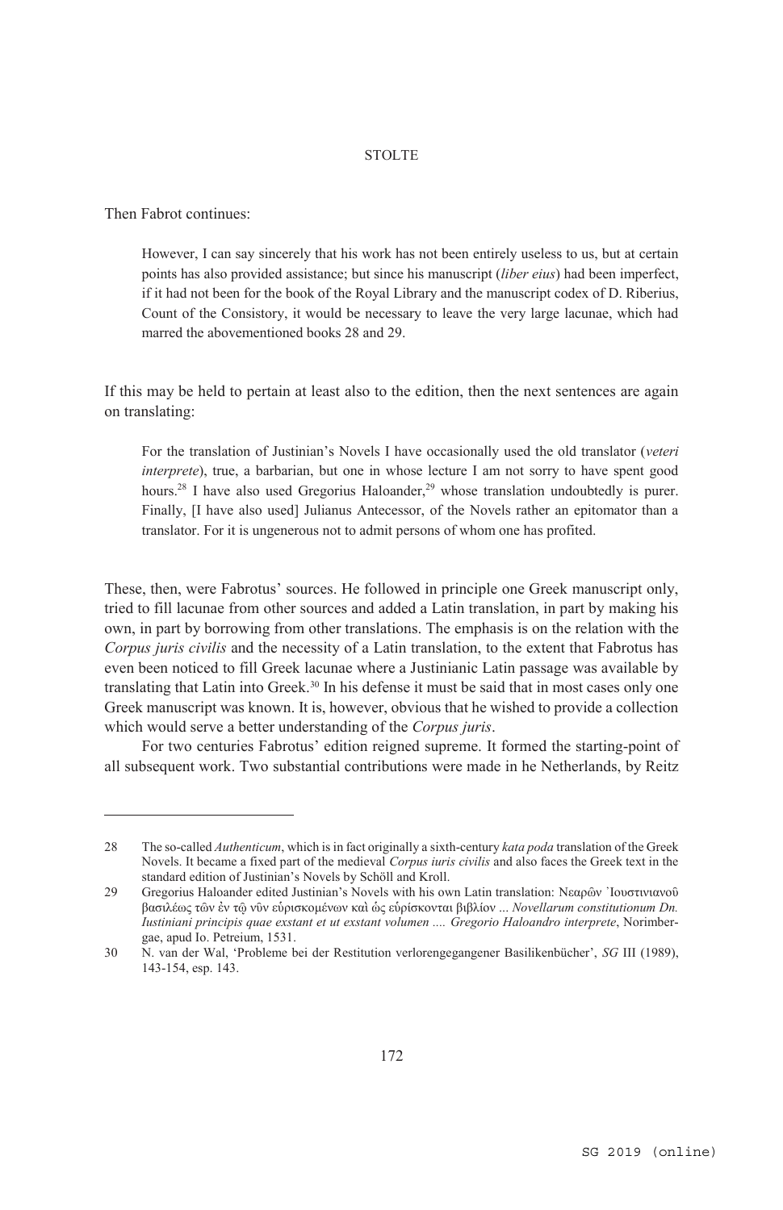Then Fabrot continues:

> However, I can say sincerely that his work has not been entirely useless to us, but at certain points has also provided assistance; but since his manuscript (*liber eius*) had been imperfect, if it had not been for the book of the Royal Library and the manuscript codex of D. Riberius, Count of the Consistory, it would be necessary to leave the very large lacunae, which had marred the abovementioned books 28 and 29.

If this may be held to pertain at least also to the edition, then the next sentences are again on translating:

> For the translation of Justinian's Novels I have occasionally used the old translator (*veteri interprete*), true, a barbarian, but one in whose lecture I am not sorry to have spent good hours.[28] I have also used Gregorius Haloander,[29] whose translation undoubtedly is purer. Finally, [I have also used] Julianus Antecessor, of the Novels rather an epitomator than a translator. For it is ungenerous not to admit persons of whom one has profited.

These, then, were Fabrotus' sources. He followed in principle one Greek manuscript only, tried to fill lacunae from other sources and added a Latin translation, in part by making his own, in part by borrowing from other translations. The emphasis is on the relation with the *Corpus juris civilis* and the necessity of a Latin translation, to the extent that Fabrotus has even been noticed to fill Greek lacunae where a Justinianic Latin passage was available by translating that Latin into Greek.[30] In his defense it must be said that in most cases only one Greek manuscript was known. It is, however, obvious that he wished to provide a collection which would serve a better understanding of the *Corpus juris*.

For two centuries Fabrotus' edition reigned supreme. It formed the starting-point of all subsequent work. Two substantial contributions were made in he Netherlands, by Reitz

---

28 The so-called *Authenticum*, which is in fact originally a sixth-century *kata poda* translation of the Greek Novels. It became a fixed part of the medieval *Corpus iuris civilis* and also faces the Greek text in the standard edition of Justinian's Novels by Schöll and Kroll.

29 Gregorius Haloander edited Justinian's Novels with his own Latin translation: Νεαρῶν Ἰουστινιανοῦ βασιλέως τῶν ἐν τῷ νῦν εὑρισκομένων καὶ ὡς εὑρίσκονται βιβλίον ... *Novellarum constitutionum Dn. Iustiniani principis quae exstant et ut exstant volumen .... Gregorio Haloandro interprete*, Norimbergae, apud Io. Petreium, 1531.

30 N. van der Wal, 'Probleme bei der Restitution verlorengegangener Basilikenbücher', *SG* III (1989), 143-154, esp. 143.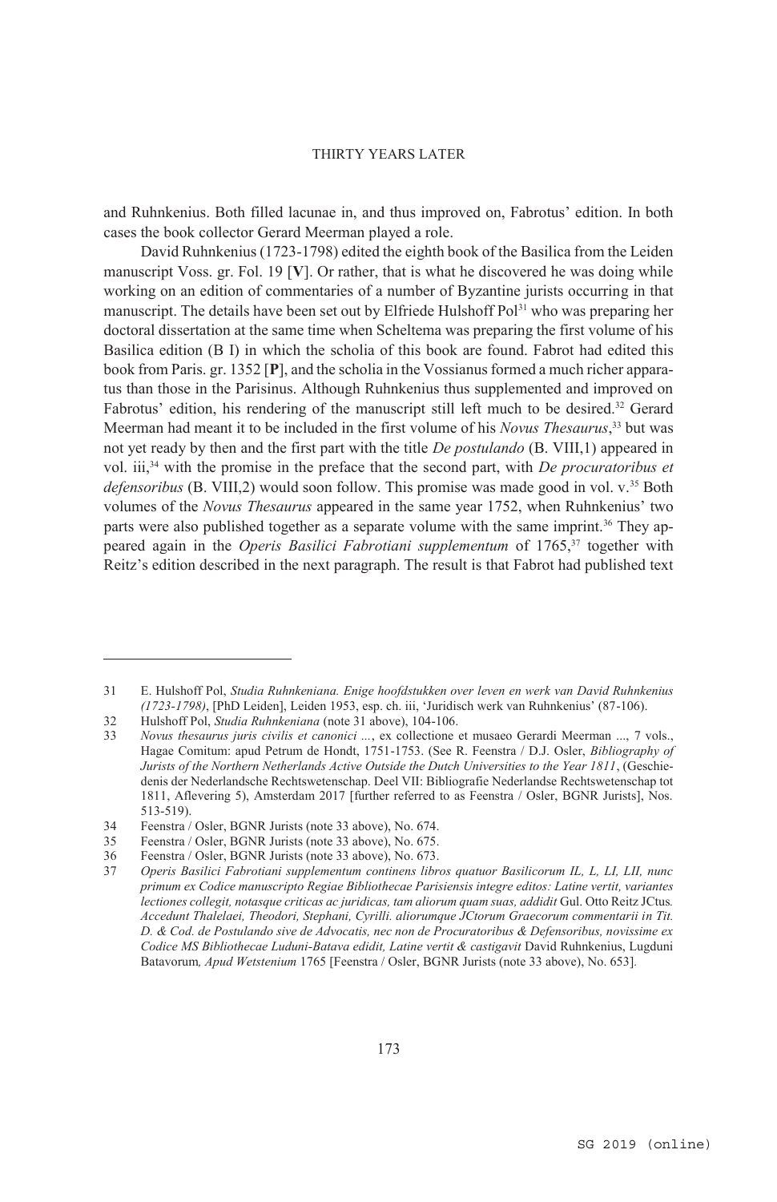and Ruhnkenius. Both filled lacunae in, and thus improved on, Fabrotus' edition. In both cases the book collector Gerard Meerman played a role.

David Ruhnkenius (1723-1798) edited the eighth book of the Basilica from the Leiden manuscript Voss. gr. Fol. 19 [**V**]. Or rather, that is what he discovered he was doing while working on an edition of commentaries of a number of Byzantine jurists occurring in that manuscript. The details have been set out by Elfriede Hulshoff Pol[31] who was preparing her doctoral dissertation at the same time when Scheltema was preparing the first volume of his Basilica edition (B I) in which the scholia of this book are found. Fabrot had edited this book from Paris. gr. 1352 [**P**], and the scholia in the Vossianus formed a much richer apparatus than those in the Parisinus. Although Ruhnkenius thus supplemented and improved on Fabrotus' edition, his rendering of the manuscript still left much to be desired.[32] Gerard Meerman had meant it to be included in the first volume of his *Novus Thesaurus*,[33] but was not yet ready by then and the first part with the title *De postulando* (B. VIII,1) appeared in vol. iii,[34] with the promise in the preface that the second part, with *De procuratoribus et defensoribus* (B. VIII,2) would soon follow. This promise was made good in vol. v.[35] Both volumes of the *Novus Thesaurus* appeared in the same year 1752, when Ruhnkenius' two parts were also published together as a separate volume with the same imprint.[36] They appeared again in the *Operis Basilici Fabrotiani supplementum* of 1765,[37] together with Reitz's edition described in the next paragraph. The result is that Fabrot had published text

---

31 E. Hulshoff Pol, *Studia Ruhnkeniana. Enige hoofdstukken over leven en werk van David Ruhnkenius (1723-1798)*, [PhD Leiden], Leiden 1953, esp. ch. iii, 'Juridisch werk van Ruhnkenius' (87-106).

32 Hulshoff Pol, *Studia Ruhnkeniana* (note 31 above), 104-106.

33 *Novus thesaurus juris civilis et canonici ...*, ex collectione et musaeo Gerardi Meerman ..., 7 vols., Hagae Comitum: apud Petrum de Hondt, 1751-1753. (See R. Feenstra / D.J. Osler, *Bibliography of Jurists of the Northern Netherlands Active Outside the Dutch Universities to the Year 1811*, (Geschiedenis der Nederlandsche Rechtswetenschap. Deel VII: Bibliografie Nederlandse Rechtswetenschap tot 1811, Aflevering 5), Amsterdam 2017 [further referred to as Feenstra / Osler, BGNR Jurists], Nos. 513-519).

34 Feenstra / Osler, BGNR Jurists (note 33 above), No. 674.

35 Feenstra / Osler, BGNR Jurists (note 33 above), No. 675.

36 Feenstra / Osler, BGNR Jurists (note 33 above), No. 673.

37 *Operis Basilici Fabrotiani supplementum continens libros quatuor Basilicorum IL, L, LI, LII, nunc primum ex Codice manuscripto Regiae Bibliothecae Parisiensis integre editos: Latine vertit, variantes lectiones collegit, notasque criticas ac juridicas, tam aliorum quam suas, addidit* Gul. Otto Reitz JCtus*. Accedunt Thalelaei, Theodori, Stephani, Cyrilli. aliorumque JCtorum Graecorum commentarii in Tit. D. & Cod. de Postulando sive de Advocatis, nec non de Procuratoribus & Defensoribus, novissime ex Codice MS Bibliothecae Luduni-Batava edidit, Latine vertit & castigavit* David Ruhnkenius, Lugduni Batavorum*, Apud Wetstenium* 1765 [Feenstra / Osler, BGNR Jurists (note 33 above), No. 653].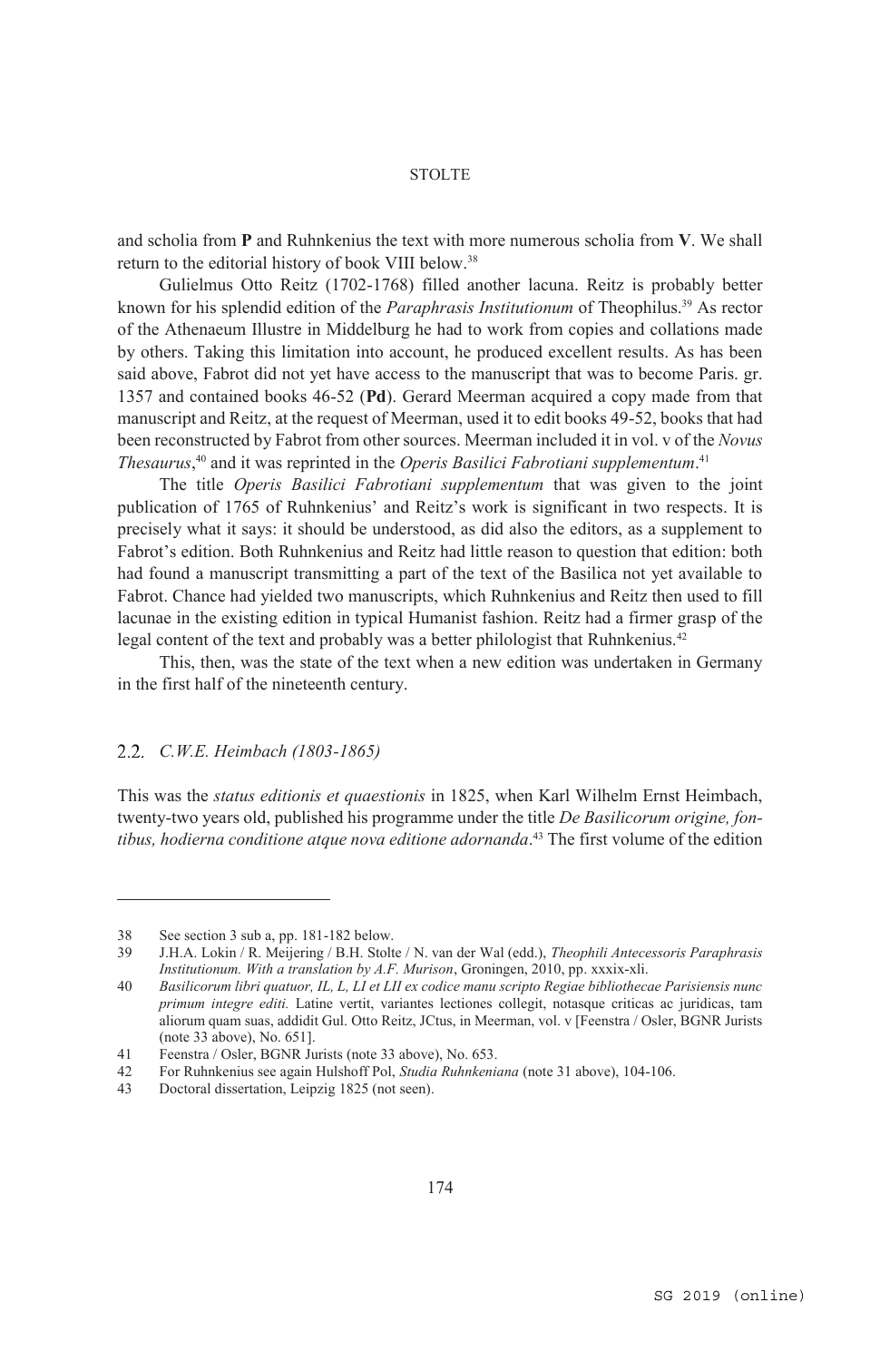and scholia from **P** and Ruhnkenius the text with more numerous scholia from **V**. We shall return to the editorial history of book VIII below.[38]

Gulielmus Otto Reitz (1702-1768) filled another lacuna. Reitz is probably better known for his splendid edition of the *Paraphrasis Institutionum* of Theophilus.[39] As rector of the Athenaeum Illustre in Middelburg he had to work from copies and collations made by others. Taking this limitation into account, he produced excellent results. As has been said above, Fabrot did not yet have access to the manuscript that was to become Paris. gr. 1357 and contained books 46-52 (**Pd**). Gerard Meerman acquired a copy made from that manuscript and Reitz, at the request of Meerman, used it to edit books 49-52, books that had been reconstructed by Fabrot from other sources. Meerman included it in vol. v of the *Novus Thesaurus*,[40] and it was reprinted in the *Operis Basilici Fabrotiani supplementum*.[41]

The title *Operis Basilici Fabrotiani supplementum* that was given to the joint publication of 1765 of Ruhnkenius' and Reitz's work is significant in two respects. It is precisely what it says: it should be understood, as did also the editors, as a supplement to Fabrot's edition. Both Ruhnkenius and Reitz had little reason to question that edition: both had found a manuscript transmitting a part of the text of the Basilica not yet available to Fabrot. Chance had yielded two manuscripts, which Ruhnkenius and Reitz then used to fill lacunae in the existing edition in typical Humanist fashion. Reitz had a firmer grasp of the legal content of the text and probably was a better philologist that Ruhnkenius.[42]

This, then, was the state of the text when a new edition was undertaken in Germany in the first half of the nineteenth century.

## 2.2. *C.W.E. Heimbach (1803-1865)*

This was the *status editionis et quaestionis* in 1825, when Karl Wilhelm Ernst Heimbach, twenty-two years old, published his programme under the title *De Basilicorum origine, fontibus, hodierna conditione atque nova editione adornanda*.[43] The first volume of the edition

---

38 See section 3 sub a, pp. 181-182 below.

39 J.H.A. Lokin / R. Meijering / B.H. Stolte / N. van der Wal (edd.), *Theophili Antecessoris Paraphrasis Institutionum. With a translation by A.F. Murison*, Groningen, 2010, pp. xxxix-xli.

40 *Basilicorum libri quatuor, IL, L, LI et LII ex codice manu scripto Regiae bibliothecae Parisiensis nunc primum integre editi.* Latine vertit, variantes lectiones collegit, notasque criticas ac juridicas, tam aliorum quam suas, addidit Gul. Otto Reitz, JCtus, in Meerman, vol. v [Feenstra / Osler, BGNR Jurists (note 33 above), No. 651].

41 Feenstra / Osler, BGNR Jurists (note 33 above), No. 653.

42 For Ruhnkenius see again Hulshoff Pol, *Studia Ruhnkeniana* (note 31 above), 104-106.

43 Doctoral dissertation, Leipzig 1825 (not seen).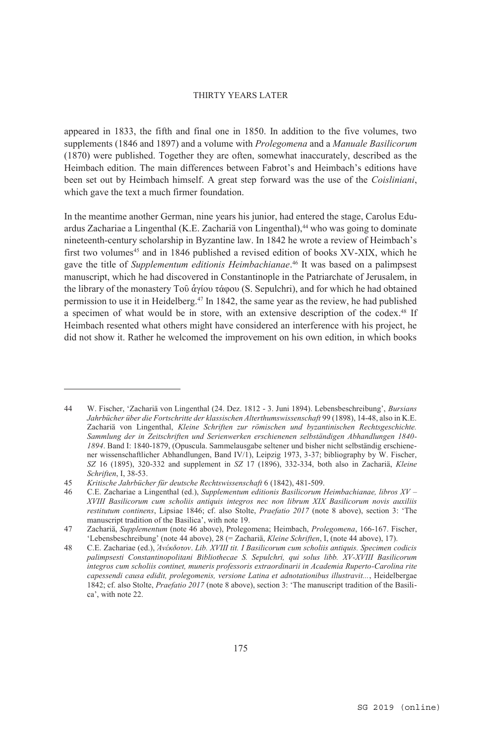appeared in 1833, the fifth and final one in 1850. In addition to the five volumes, two supplements (1846 and 1897) and a volume with *Prolegomena* and a *Manuale Basilicorum* (1870) were published. Together they are often, somewhat inaccurately, described as the Heimbach edition. The main differences between Fabrot's and Heimbach's editions have been set out by Heimbach himself. A great step forward was the use of the *Coisliniani*, which gave the text a much firmer foundation.

In the meantime another German, nine years his junior, had entered the stage, Carolus Eduardus Zachariae a Lingenthal (K.E. Zachariä von Lingenthal),[44] who was going to dominate nineteenth-century scholarship in Byzantine law. In 1842 he wrote a review of Heimbach's first two volumes[45] and in 1846 published a revised edition of books XV-XIX, which he gave the title of *Supplementum editionis Heimbachianae*.[46] It was based on a palimpsest manuscript, which he had discovered in Constantinople in the Patriarchate of Jerusalem, in the library of the monastery Τοῦ ἁγίου τάφου (S. Sepulchri), and for which he had obtained permission to use it in Heidelberg.[47] In 1842, the same year as the review, he had published a specimen of what would be in store, with an extensive description of the codex.[48] If Heimbach resented what others might have considered an interference with his project, he did not show it. Rather he welcomed the improvement on his own edition, in which books

---

44 W. Fischer, 'Zachariä von Lingenthal (24. Dez. 1812 - 3. Juni 1894). Lebensbeschreibung', *Bursians Jahrbücher über die Fortschritte der klassischen Alterthumswissenschaft* 99 (1898), 14-48, also in K.E. Zachariä von Lingenthal, *Kleine Schriften zur römischen und byzantinischen Rechtsgeschichte. Sammlung der in Zeitschriften und Serienwerken erschienenen selbständigen Abhandlungen 1840-1894*. Band I: 1840-1879, (Opuscula. Sammelausgabe seltener und bisher nicht selbständig erschienener wissenschaftlicher Abhandlungen, Band IV/1), Leipzig 1973, 3-37; bibliography by W. Fischer, *SZ* 16 (1895), 320-332 and supplement in *SZ* 17 (1896), 332-334, both also in Zachariä, *Kleine Schriften*, I, 38-53.

45 *Kritische Jahrbücher für deutsche Rechtswissenschaft* 6 (1842), 481-509.

46 C.E. Zachariae a Lingenthal (ed.), *Supplementum editionis Basilicorum Heimbachianae, libros XV – XVIII Basilicorum cum scholiis antiquis integros nec non librum XIX Basilicorum novis auxiliis restitutum continens*, Lipsiae 1846; cf. also Stolte, *Praefatio 2017* (note 8 above), section 3: 'The manuscript tradition of the Basilica', with note 19.

47 Zachariä, *Supplementum* (note 46 above), Prolegomena; Heimbach, *Prolegomena*, 166-167. Fischer, 'Lebensbeschreibung' (note 44 above), 28 (= Zachariä, *Kleine Schriften*, I, (note 44 above), 17).

48 C.E. Zachariae (ed.), *Ἀνέκδοτον*. *Lib. XVIII tit. I Basilicorum cum scholiis antiquis. Specimen codicis palimpsesti Constantinopolitani Bibliothecae S. Sepulchri, qui solus libb. XV-XVIII Basilicorum integros cum scholiis continet, muneris professoris extraordinarii in Academia Ruperto-Carolina rite capessendi causa edidit, prolegomenis, versione Latina et adnotationibus illustravit...*, Heidelbergae 1842; cf. also Stolte, *Praefatio 2017* (note 8 above), section 3: 'The manuscript tradition of the Basilica', with note 22.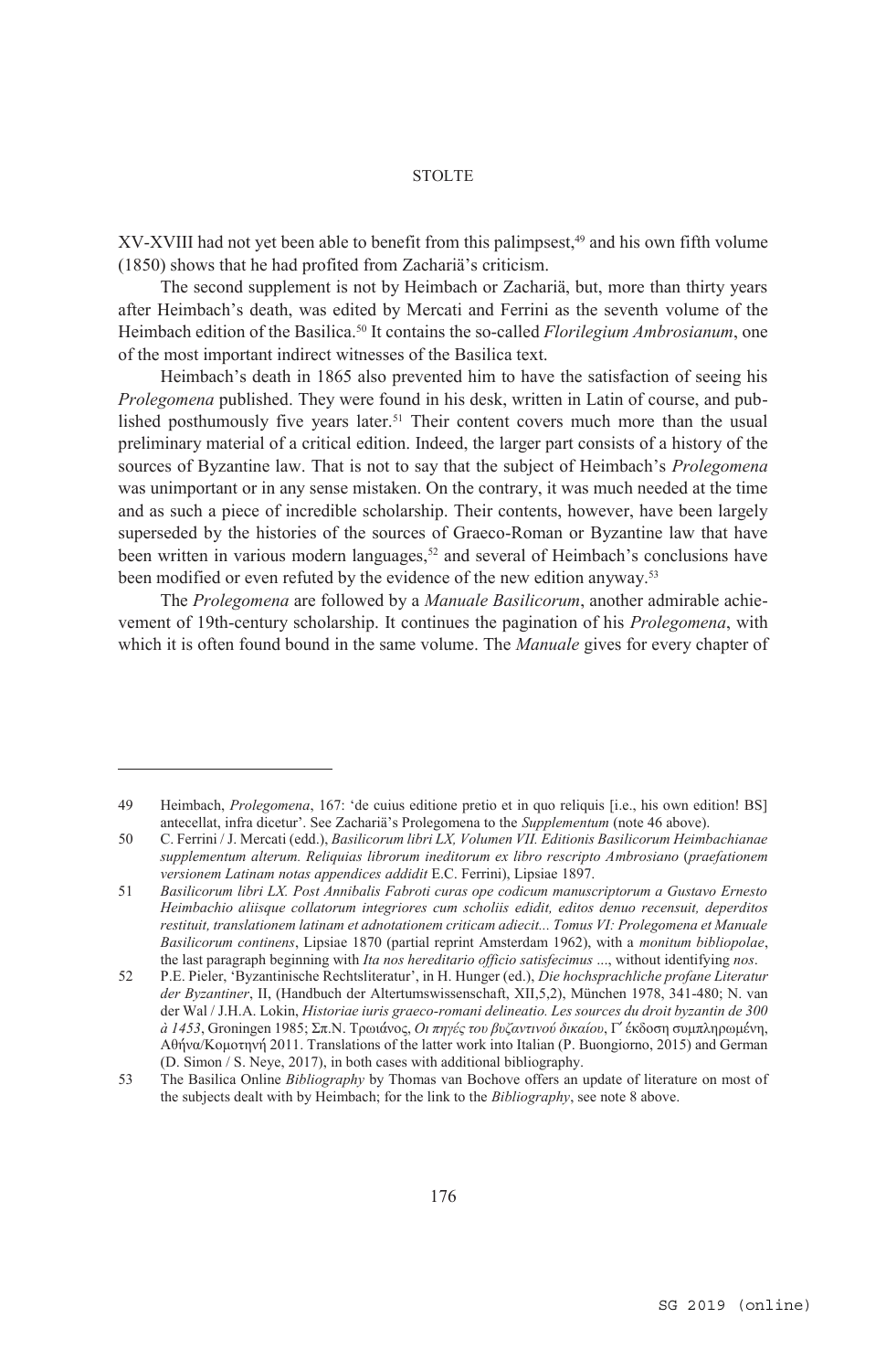XV-XVIII had not yet been able to benefit from this palimpsest,[49] and his own fifth volume (1850) shows that he had profited from Zachariä's criticism.

The second supplement is not by Heimbach or Zachariä, but, more than thirty years after Heimbach's death, was edited by Mercati and Ferrini as the seventh volume of the Heimbach edition of the Basilica.[50] It contains the so-called *Florilegium Ambrosianum*, one of the most important indirect witnesses of the Basilica text.

Heimbach's death in 1865 also prevented him to have the satisfaction of seeing his *Prolegomena* published. They were found in his desk, written in Latin of course, and published posthumously five years later.[51] Their content covers much more than the usual preliminary material of a critical edition. Indeed, the larger part consists of a history of the sources of Byzantine law. That is not to say that the subject of Heimbach's *Prolegomena* was unimportant or in any sense mistaken. On the contrary, it was much needed at the time and as such a piece of incredible scholarship. Their contents, however, have been largely superseded by the histories of the sources of Graeco-Roman or Byzantine law that have been written in various modern languages,[52] and several of Heimbach's conclusions have been modified or even refuted by the evidence of the new edition anyway.[53]

The *Prolegomena* are followed by a *Manuale Basilicorum*, another admirable achievement of 19th-century scholarship. It continues the pagination of his *Prolegomena*, with which it is often found bound in the same volume. The *Manuale* gives for every chapter of

---

49 Heimbach, *Prolegomena*, 167: 'de cuius editione pretio et in quo reliquis [i.e., his own edition! BS] antecellat, infra dicetur'. See Zachariä's Prolegomena to the *Supplementum* (note 46 above).

50 C. Ferrini / J. Mercati (edd.), *Basilicorum libri LX, Volumen VII. Editionis Basilicorum Heimbachianae supplementum alterum. Reliquias librorum ineditorum ex libro rescripto Ambrosiano* (*praefationem versionem Latinam notas appendices addidit* E.C. Ferrini), Lipsiae 1897.

51 *Basilicorum libri LX. Post Annibalis Fabroti curas ope codicum manuscriptorum a Gustavo Ernesto Heimbachio aliisque collatorum integriores cum scholiis edidit, editos denuo recensuit, deperditos restituit, translationem latinam et adnotationem criticam adiecit... Tomus VI: Prolegomena et Manuale Basilicorum continens*, Lipsiae 1870 (partial reprint Amsterdam 1962), with a *monitum bibliopolae*, the last paragraph beginning with *Ita nos hereditario officio satisfecimus* ..., without identifying *nos*.

52 P.E. Pieler, 'Byzantinische Rechtsliteratur', in H. Hunger (ed.), *Die hochsprachliche profane Literatur der Byzantiner*, II, (Handbuch der Altertumswissenschaft, XII,5,2), München 1978, 341-480; N. van der Wal / J.H.A. Lokin, *Historiae iuris graeco-romani delineatio. Les sources du droit byzantin de 300 à 1453*, Groningen 1985; Σπ.Ν. Τρωιάνος, *Οι πηγές του βυζαντινού δικαίου*, Γ΄ έκδοση συμπληρωμένη, Αθήνα/Κομοτηνή 2011. Translations of the latter work into Italian (P. Buongiorno, 2015) and German (D. Simon / S. Neye, 2017), in both cases with additional bibliography.

53 The Basilica Online *Bibliography* by Thomas van Bochove offers an update of literature on most of the subjects dealt with by Heimbach; for the link to the *Bibliography*, see note 8 above.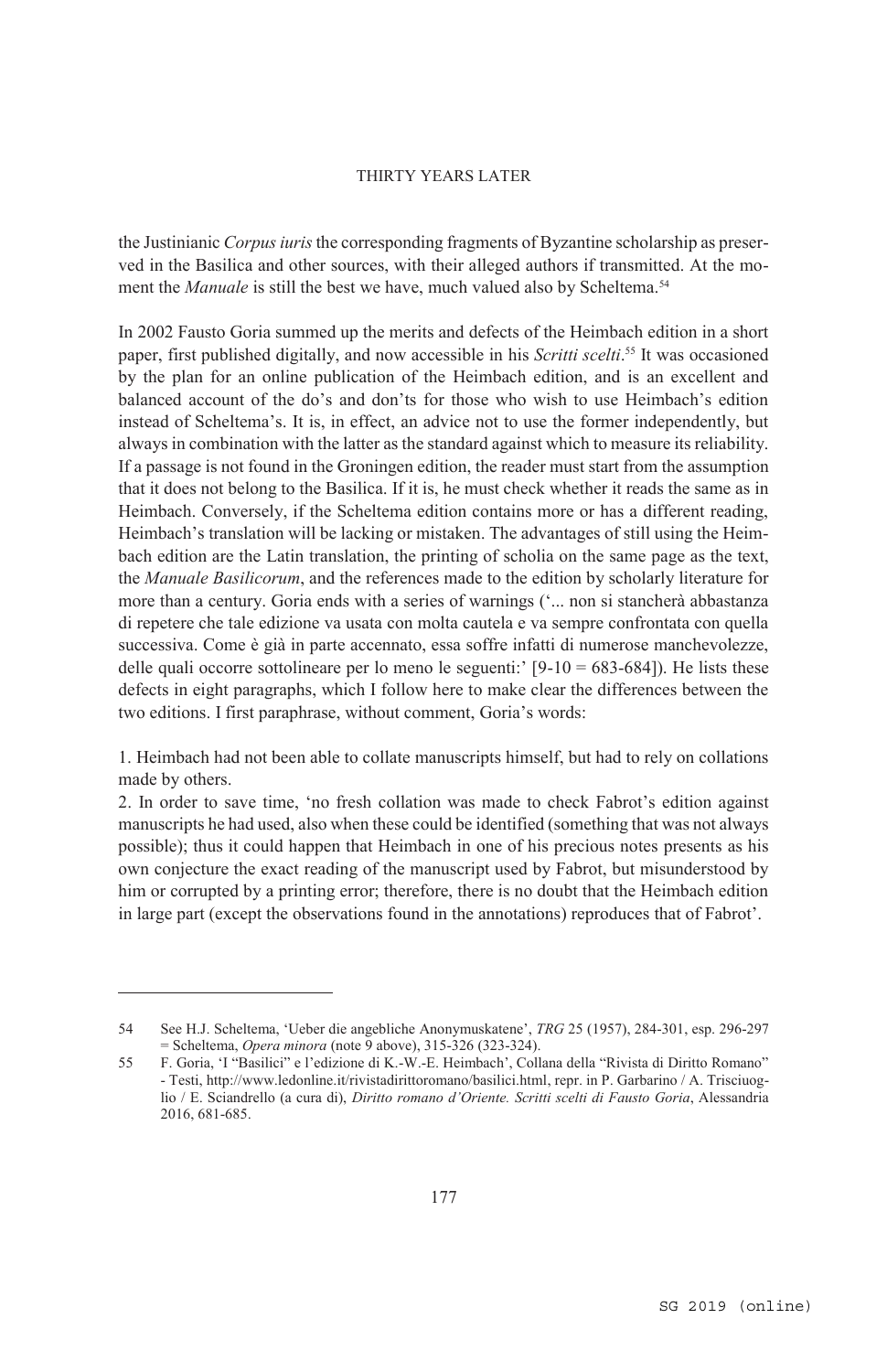the Justinianic *Corpus iuris* the corresponding fragments of Byzantine scholarship as preserved in the Basilica and other sources, with their alleged authors if transmitted. At the moment the *Manuale* is still the best we have, much valued also by Scheltema.[54]

In 2002 Fausto Goria summed up the merits and defects of the Heimbach edition in a short paper, first published digitally, and now accessible in his *Scritti scelti*.[55] It was occasioned by the plan for an online publication of the Heimbach edition, and is an excellent and balanced account of the do's and don'ts for those who wish to use Heimbach's edition instead of Scheltema's. It is, in effect, an advice not to use the former independently, but always in combination with the latter as the standard against which to measure its reliability. If a passage is not found in the Groningen edition, the reader must start from the assumption that it does not belong to the Basilica. If it is, he must check whether it reads the same as in Heimbach. Conversely, if the Scheltema edition contains more or has a different reading, Heimbach's translation will be lacking or mistaken. The advantages of still using the Heimbach edition are the Latin translation, the printing of scholia on the same page as the text, the *Manuale Basilicorum*, and the references made to the edition by scholarly literature for more than a century. Goria ends with a series of warnings ('... non si stancherà abbastanza di repetere che tale edizione va usata con molta cautela e va sempre confrontata con quella successiva. Come è già in parte accennato, essa soffre infatti di numerose manchevolezze, delle quali occorre sottolineare per lo meno le seguenti:' [9-10 = 683-684]). He lists these defects in eight paragraphs, which I follow here to make clear the differences between the two editions. I first paraphrase, without comment, Goria's words:

1. Heimbach had not been able to collate manuscripts himself, but had to rely on collations made by others.
2. In order to save time, 'no fresh collation was made to check Fabrot's edition against manuscripts he had used, also when these could be identified (something that was not always possible); thus it could happen that Heimbach in one of his precious notes presents as his own conjecture the exact reading of the manuscript used by Fabrot, but misunderstood by him or corrupted by a printing error; therefore, there is no doubt that the Heimbach edition in large part (except the observations found in the annotations) reproduces that of Fabrot'.

---

54 See H.J. Scheltema, 'Ueber die angebliche Anonymuskatene', *TRG* 25 (1957), 284-301, esp. 296-297 = Scheltema, *Opera minora* (note 9 above), 315-326 (323-324).

55 F. Goria, 'I "Basilici" e l'edizione di K.-W.-E. Heimbach', Collana della "Rivista di Diritto Romano" - Testi, http://www.ledonline.it/rivistadirittoromano/basilici.html, repr. in P. Garbarino / A. Trisciuoglio / E. Sciandrello (a cura di), *Diritto romano d'Oriente. Scritti scelti di Fausto Goria*, Alessandria 2016, 681-685.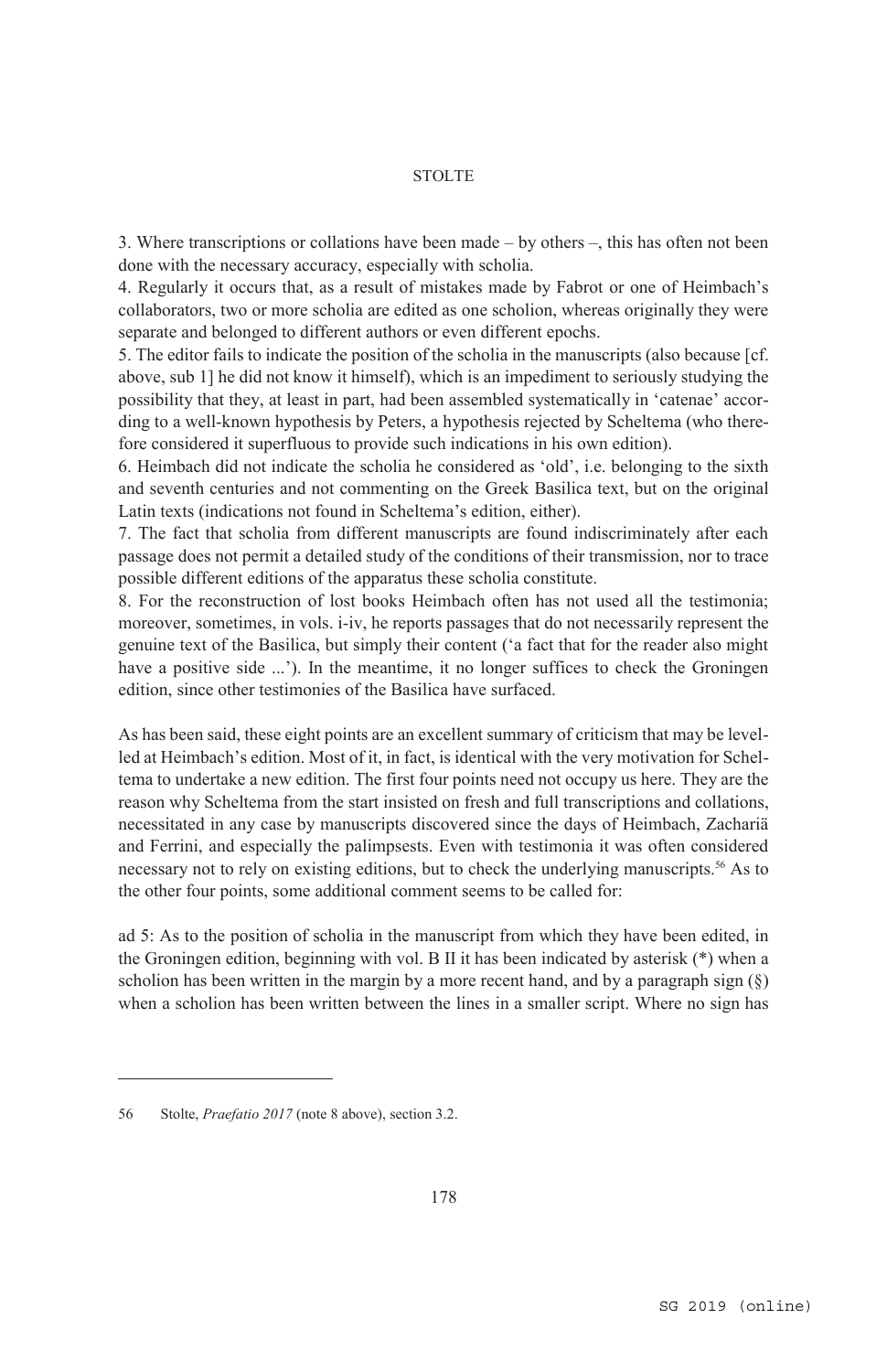3. Where transcriptions or collations have been made – by others –, this has often not been done with the necessary accuracy, especially with scholia.

4. Regularly it occurs that, as a result of mistakes made by Fabrot or one of Heimbach's collaborators, two or more scholia are edited as one scholion, whereas originally they were separate and belonged to different authors or even different epochs.

5. The editor fails to indicate the position of the scholia in the manuscripts (also because [cf. above, sub 1] he did not know it himself), which is an impediment to seriously studying the possibility that they, at least in part, had been assembled systematically in 'catenae' according to a well-known hypothesis by Peters, a hypothesis rejected by Scheltema (who therefore considered it superfluous to provide such indications in his own edition).

6. Heimbach did not indicate the scholia he considered as 'old', i.e. belonging to the sixth and seventh centuries and not commenting on the Greek Basilica text, but on the original Latin texts (indications not found in Scheltema's edition, either).

7. The fact that scholia from different manuscripts are found indiscriminately after each passage does not permit a detailed study of the conditions of their transmission, nor to trace possible different editions of the apparatus these scholia constitute.

8. For the reconstruction of lost books Heimbach often has not used all the testimonia; moreover, sometimes, in vols. i-iv, he reports passages that do not necessarily represent the genuine text of the Basilica, but simply their content ('a fact that for the reader also might have a positive side ...'). In the meantime, it no longer suffices to check the Groningen edition, since other testimonies of the Basilica have surfaced.

As has been said, these eight points are an excellent summary of criticism that may be levelled at Heimbach's edition. Most of it, in fact, is identical with the very motivation for Scheltema to undertake a new edition. The first four points need not occupy us here. They are the reason why Scheltema from the start insisted on fresh and full transcriptions and collations, necessitated in any case by manuscripts discovered since the days of Heimbach, Zachariä and Ferrini, and especially the palimpsests. Even with testimonia it was often considered necessary not to rely on existing editions, but to check the underlying manuscripts.[56] As to the other four points, some additional comment seems to be called for:

ad 5: As to the position of scholia in the manuscript from which they have been edited, in the Groningen edition, beginning with vol. B II it has been indicated by asterisk (*) when a scholion has been written in the margin by a more recent hand, and by a paragraph sign (§) when a scholion has been written between the lines in a smaller script. Where no sign has

---

56 Stolte, *Praefatio 2017* (note 8 above), section 3.2.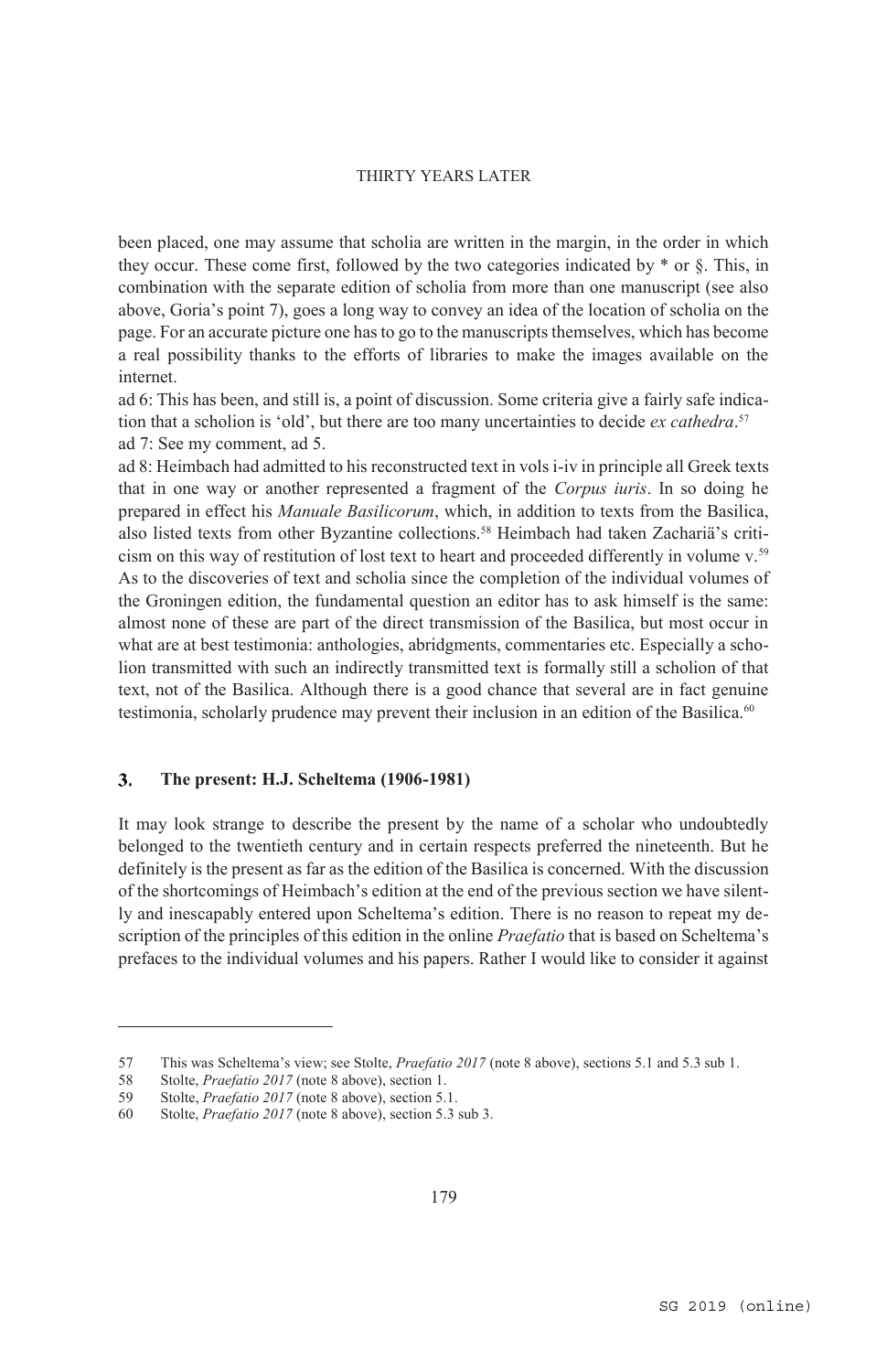been placed, one may assume that scholia are written in the margin, in the order in which they occur. These come first, followed by the two categories indicated by * or §. This, in combination with the separate edition of scholia from more than one manuscript (see also above, Goria's point 7), goes a long way to convey an idea of the location of scholia on the page. For an accurate picture one has to go to the manuscripts themselves, which has become a real possibility thanks to the efforts of libraries to make the images available on the internet.

ad 6: This has been, and still is, a point of discussion. Some criteria give a fairly safe indication that a scholion is 'old', but there are too many uncertainties to decide *ex cathedra*.[57]

ad 7: See my comment, ad 5.

ad 8: Heimbach had admitted to his reconstructed text in vols i-iv in principle all Greek texts that in one way or another represented a fragment of the *Corpus iuris*. In so doing he prepared in effect his *Manuale Basilicorum*, which, in addition to texts from the Basilica, also listed texts from other Byzantine collections.[58] Heimbach had taken Zachariä's criticism on this way of restitution of lost text to heart and proceeded differently in volume v.[59] As to the discoveries of text and scholia since the completion of the individual volumes of the Groningen edition, the fundamental question an editor has to ask himself is the same: almost none of these are part of the direct transmission of the Basilica, but most occur in what are at best testimonia: anthologies, abridgments, commentaries etc. Especially a scholion transmitted with such an indirectly transmitted text is formally still a scholion of that text, not of the Basilica. Although there is a good chance that several are in fact genuine testimonia, scholarly prudence may prevent their inclusion in an edition of the Basilica.[60]

## 3. The present: H.J. Scheltema (1906-1981)

It may look strange to describe the present by the name of a scholar who undoubtedly belonged to the twentieth century and in certain respects preferred the nineteenth. But he definitely is the present as far as the edition of the Basilica is concerned. With the discussion of the shortcomings of Heimbach's edition at the end of the previous section we have silently and inescapably entered upon Scheltema's edition. There is no reason to repeat my description of the principles of this edition in the online *Praefatio* that is based on Scheltema's prefaces to the individual volumes and his papers. Rather I would like to consider it against

---

57 This was Scheltema's view; see Stolte, *Praefatio 2017* (note 8 above), sections 5.1 and 5.3 sub 1.

58 Stolte, *Praefatio 2017* (note 8 above), section 1.

59 Stolte, *Praefatio 2017* (note 8 above), section 5.1.

60 Stolte, *Praefatio 2017* (note 8 above), section 5.3 sub 3.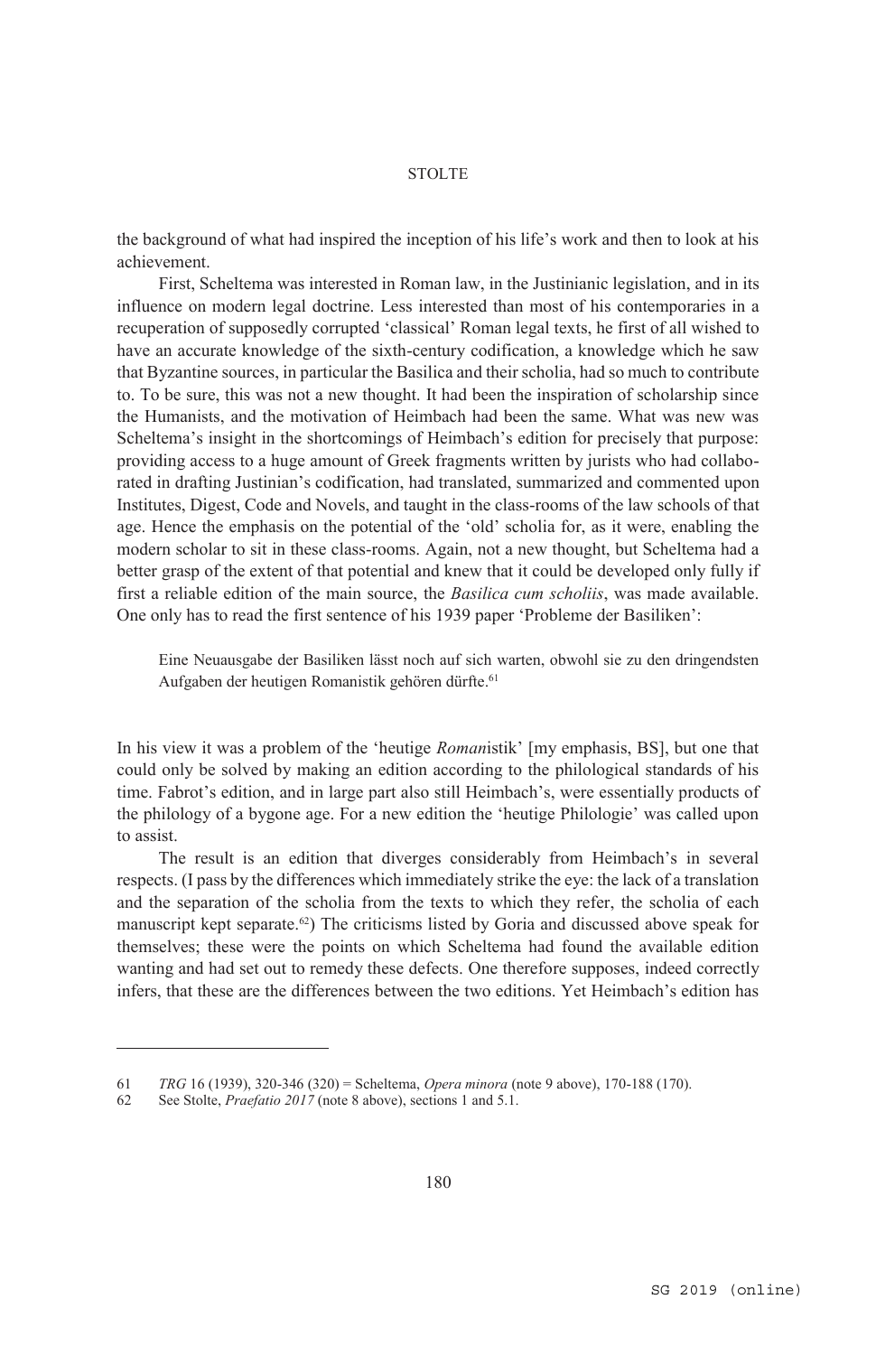the background of what had inspired the inception of his life's work and then to look at his achievement.

First, Scheltema was interested in Roman law, in the Justinianic legislation, and in its influence on modern legal doctrine. Less interested than most of his contemporaries in a recuperation of supposedly corrupted 'classical' Roman legal texts, he first of all wished to have an accurate knowledge of the sixth-century codification, a knowledge which he saw that Byzantine sources, in particular the Basilica and their scholia, had so much to contribute to. To be sure, this was not a new thought. It had been the inspiration of scholarship since the Humanists, and the motivation of Heimbach had been the same. What was new was Scheltema's insight in the shortcomings of Heimbach's edition for precisely that purpose: providing access to a huge amount of Greek fragments written by jurists who had collaborated in drafting Justinian's codification, had translated, summarized and commented upon Institutes, Digest, Code and Novels, and taught in the class-rooms of the law schools of that age. Hence the emphasis on the potential of the 'old' scholia for, as it were, enabling the modern scholar to sit in these class-rooms. Again, not a new thought, but Scheltema had a better grasp of the extent of that potential and knew that it could be developed only fully if first a reliable edition of the main source, the *Basilica cum scholiis*, was made available. One only has to read the first sentence of his 1939 paper 'Probleme der Basiliken':

> Eine Neuausgabe der Basiliken lässt noch auf sich warten, obwohl sie zu den dringendsten Aufgaben der heutigen Romanistik gehören dürfte.[61]

In his view it was a problem of the 'heutige *Roman*istik' [my emphasis, BS], but one that could only be solved by making an edition according to the philological standards of his time. Fabrot's edition, and in large part also still Heimbach's, were essentially products of the philology of a bygone age. For a new edition the 'heutige Philologie' was called upon to assist.

The result is an edition that diverges considerably from Heimbach's in several respects. (I pass by the differences which immediately strike the eye: the lack of a translation and the separation of the scholia from the texts to which they refer, the scholia of each manuscript kept separate.[62]) The criticisms listed by Goria and discussed above speak for themselves; these were the points on which Scheltema had found the available edition wanting and had set out to remedy these defects. One therefore supposes, indeed correctly infers, that these are the differences between the two editions. Yet Heimbach's edition has

---

61 *TRG* 16 (1939), 320-346 (320) = Scheltema, *Opera minora* (note 9 above), 170-188 (170).

62 See Stolte, *Praefatio 2017* (note 8 above), sections 1 and 5.1.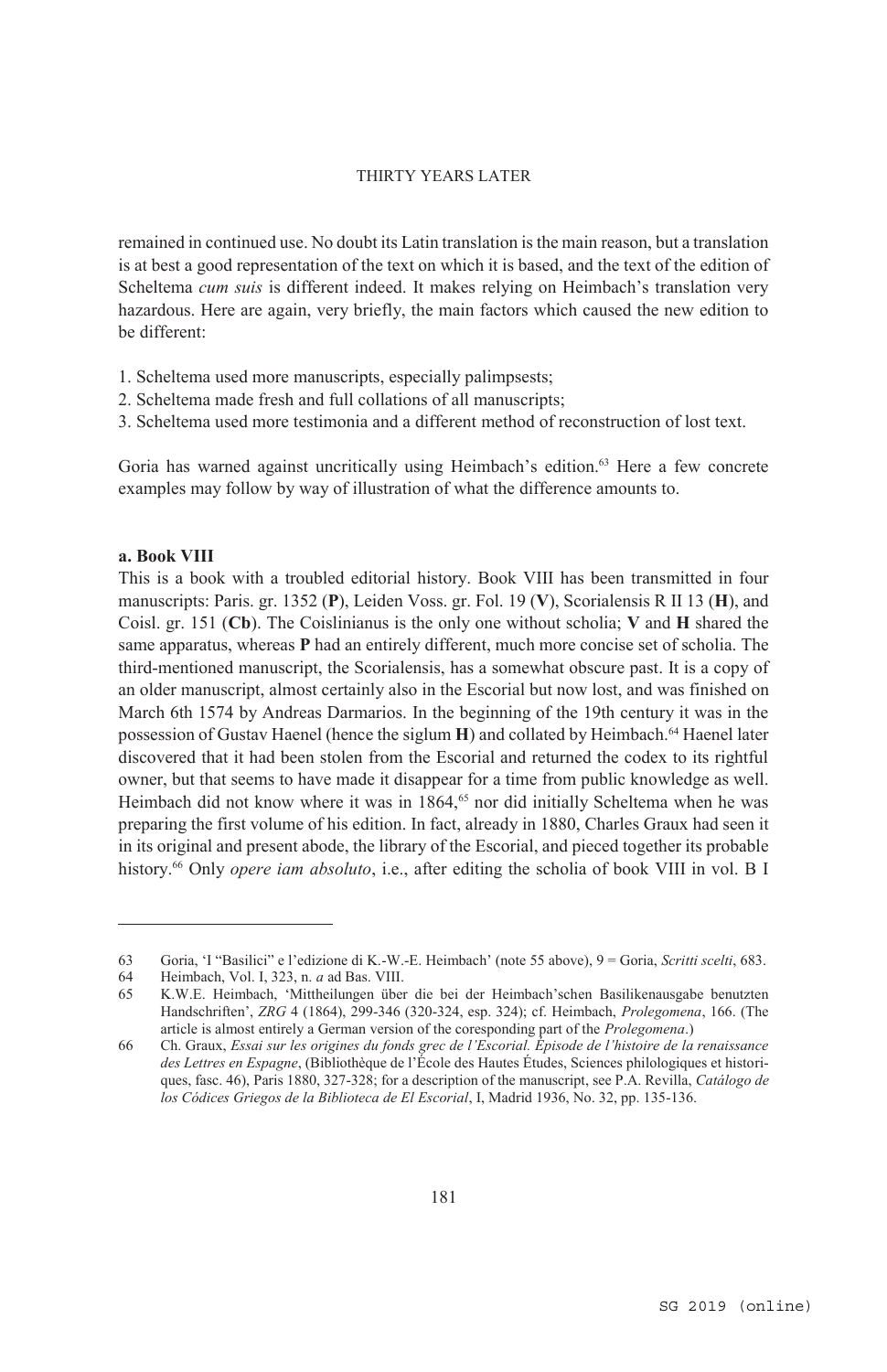remained in continued use. No doubt its Latin translation is the main reason, but a translation is at best a good representation of the text on which it is based, and the text of the edition of Scheltema *cum suis* is different indeed. It makes relying on Heimbach's translation very hazardous. Here are again, very briefly, the main factors which caused the new edition to be different:

1. Scheltema used more manuscripts, especially palimpsests;
2. Scheltema made fresh and full collations of all manuscripts;
3. Scheltema used more testimonia and a different method of reconstruction of lost text.

Goria has warned against uncritically using Heimbach's edition.[63] Here a few concrete examples may follow by way of illustration of what the difference amounts to.

### a. Book VIII

This is a book with a troubled editorial history. Book VIII has been transmitted in four manuscripts: Paris. gr. 1352 (**P**), Leiden Voss. gr. Fol. 19 (**V**), Scorialensis R II 13 (**H**), and Coisl. gr. 151 (**Cb**). The Coislinianus is the only one without scholia; **V** and **H** shared the same apparatus, whereas **P** had an entirely different, much more concise set of scholia. The third-mentioned manuscript, the Scorialensis, has a somewhat obscure past. It is a copy of an older manuscript, almost certainly also in the Escorial but now lost, and was finished on March 6th 1574 by Andreas Darmarios. In the beginning of the 19th century it was in the possession of Gustav Haenel (hence the siglum **H**) and collated by Heimbach.[64] Haenel later discovered that it had been stolen from the Escorial and returned the codex to its rightful owner, but that seems to have made it disappear for a time from public knowledge as well. Heimbach did not know where it was in 1864,[65] nor did initially Scheltema when he was preparing the first volume of his edition. In fact, already in 1880, Charles Graux had seen it in its original and present abode, the library of the Escorial, and pieced together its probable history.[66] Only *opere iam absoluto*, i.e., after editing the scholia of book VIII in vol. B I

---

63 Goria, 'I "Basilici" e l'edizione di K.-W.-E. Heimbach' (note 55 above), 9 = Goria, *Scritti scelti*, 683.

64 Heimbach, Vol. I, 323, n. *a* ad Bas. VIII.

65 K.W.E. Heimbach, 'Mittheilungen über die bei der Heimbach'schen Basilikenausgabe benutzten Handschriften', *ZRG* 4 (1864), 299-346 (320-324, esp. 324); cf. Heimbach, *Prolegomena*, 166. (The article is almost entirely a German version of the coresponding part of the *Prolegomena*.)

66 Ch. Graux, *Essai sur les origines du fonds grec de l'Escorial. Épisode de l'histoire de la renaissance des Lettres en Espagne*, (Bibliothèque de l'École des Hautes Études, Sciences philologiques et historiques, fasc. 46), Paris 1880, 327-328; for a description of the manuscript, see P.A. Revilla, *Catálogo de los Códices Griegos de la Biblioteca de El Escorial*, I, Madrid 1936, No. 32, pp. 135-136.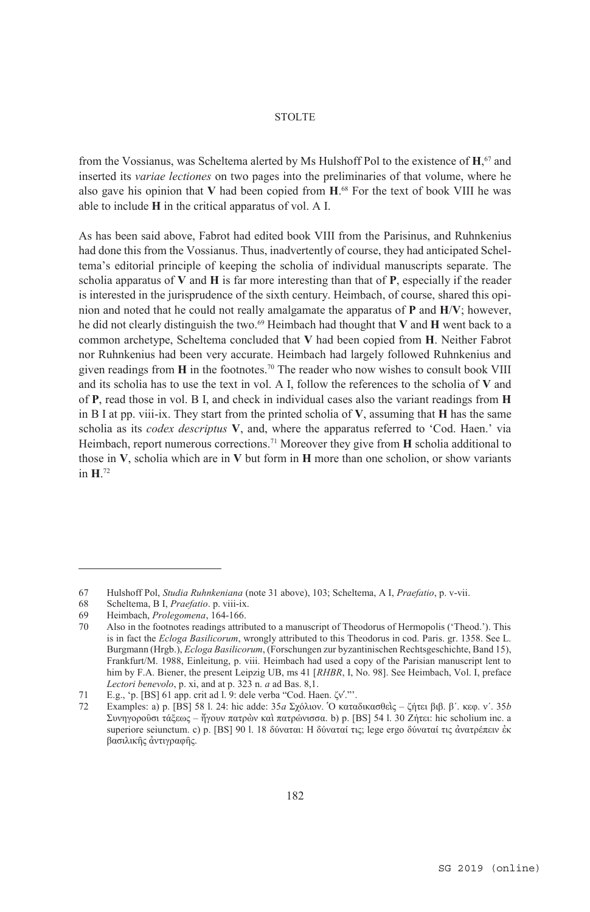from the Vossianus, was Scheltema alerted by Ms Hulshoff Pol to the existence of **H**,[67] and inserted its *variae lectiones* on two pages into the preliminaries of that volume, where he also gave his opinion that **V** had been copied from **H**.[68] For the text of book VIII he was able to include **H** in the critical apparatus of vol. A I.

As has been said above, Fabrot had edited book VIII from the Parisinus, and Ruhnkenius had done this from the Vossianus. Thus, inadvertently of course, they had anticipated Scheltema's editorial principle of keeping the scholia of individual manuscripts separate. The scholia apparatus of **V** and **H** is far more interesting than that of **P**, especially if the reader is interested in the jurisprudence of the sixth century. Heimbach, of course, shared this opinion and noted that he could not really amalgamate the apparatus of **P** and **H**/**V**; however, he did not clearly distinguish the two.[69] Heimbach had thought that **V** and **H** went back to a common archetype, Scheltema concluded that **V** had been copied from **H**. Neither Fabrot nor Ruhnkenius had been very accurate. Heimbach had largely followed Ruhnkenius and given readings from **H** in the footnotes.[70] The reader who now wishes to consult book VIII and its scholia has to use the text in vol. A I, follow the references to the scholia of **V** and of **P**, read those in vol. B I, and check in individual cases also the variant readings from **H** in B I at pp. viii-ix. They start from the printed scholia of **V**, assuming that **H** has the same scholia as its *codex descriptus* **V**, and, where the apparatus referred to 'Cod. Haen.' via Heimbach, report numerous corrections.[71] Moreover they give from **H** scholia additional to those in **V**, scholia which are in **V** but form in **H** more than one scholion, or show variants in **H**.[72]

---

67 Hulshoff Pol, *Studia Ruhnkeniana* (note 31 above), 103; Scheltema, A I, *Praefatio*, p. v-vii.

68 Scheltema, B I, *Praefatio*. p. viii-ix.

69 Heimbach, *Prolegomena*, 164-166.

70 Also in the footnotes readings attributed to a manuscript of Theodorus of Hermopolis ('Theod.'). This is in fact the *Ecloga Basilicorum*, wrongly attributed to this Theodorus in cod. Paris. gr. 1358. See L. Burgmann (Hrgb.), *Ecloga Basilicorum*, (Forschungen zur byzantinischen Rechtsgeschichte, Band 15), Frankfurt/M. 1988, Einleitung, p. viii. Heimbach had used a copy of the Parisian manuscript lent to him by F.A. Biener, the present Leipzig UB, ms 41 [*RHBR*, I, No. 98]. See Heimbach, Vol. I, preface *Lectori benevolo*, p. xi, and at p. 323 n. *a* ad Bas. 8,1.

71 E.g., 'p. [BS] 61 app. crit ad l. 9: dele verba "Cod. Haen. ζν′."'.

72 Examples: a) p. [BS] 58 l. 24: hic adde: 35*a* Σχόλιον. Ὁ καταδικασθεὶς – ζήτει βιβ. β´. κεφ. ν´. 35*b* Συνηγοροῦσι τάξεως – ἤγουν πατρῶν καὶ πατρώνισσα. b) p. [BS] 54 l. 30 Ζήτει: hic scholium inc. a superiore seiunctum. c) p. [BS] 90 l. 18 δύναται: H δύναταί τις; lege ergo δύναταί τις ἀνατρέπειν ἐκ βασιλικῆς ἀντιγραφῆς.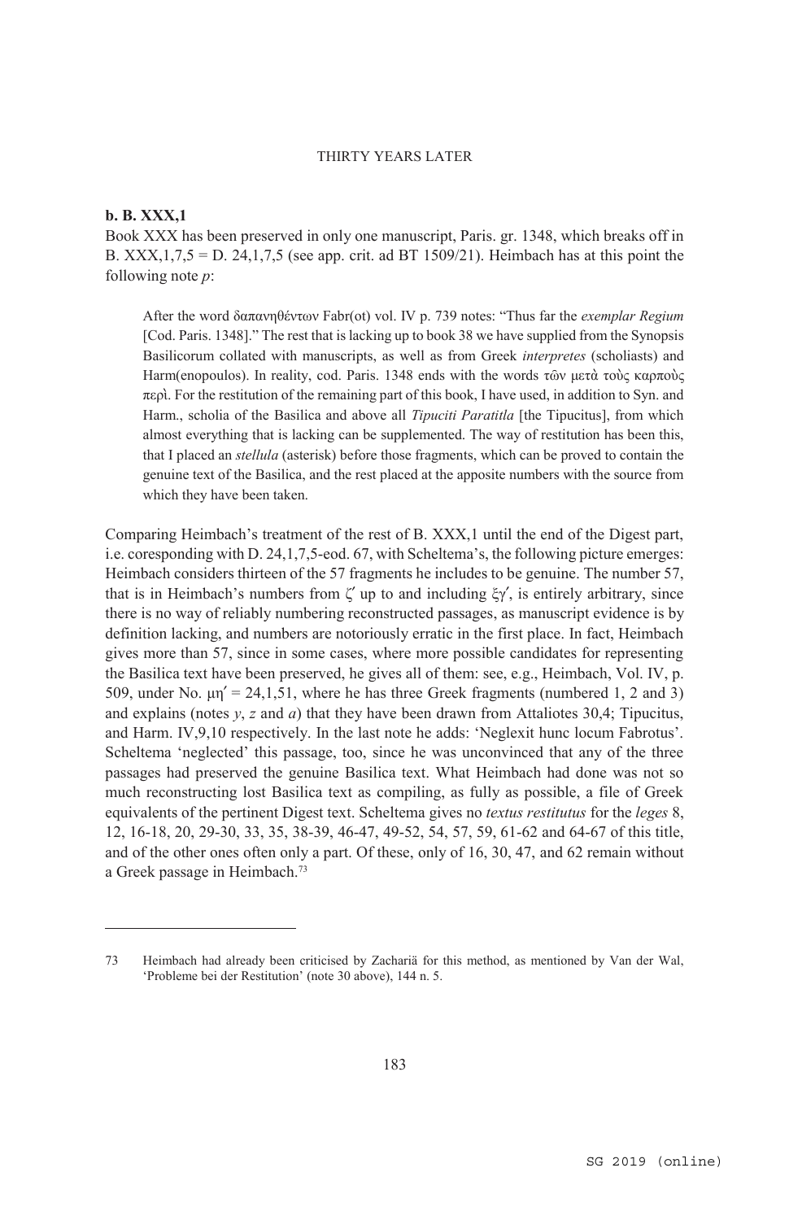**b. B. XXX,1**

Book XXX has been preserved in only one manuscript, Paris. gr. 1348, which breaks off in B. XXX,1,7,5 = D. 24,1,7,5 (see app. crit. ad BT 1509/21). Heimbach has at this point the following note *p*:

> After the word δαπανηθέντων Fabr(ot) vol. IV p. 739 notes: "Thus far the *exemplar Regium* [Cod. Paris. 1348]." The rest that is lacking up to book 38 we have supplied from the Synopsis Basilicorum collated with manuscripts, as well as from Greek *interpretes* (scholiasts) and Harm(enopoulos). In reality, cod. Paris. 1348 ends with the words τῶν μετὰ τοὺς καρποὺς περὶ. For the restitution of the remaining part of this book, I have used, in addition to Syn. and Harm., scholia of the Basilica and above all *Tipuciti Paratitla* [the Tipucitus], from which almost everything that is lacking can be supplemented. The way of restitution has been this, that I placed an *stellula* (asterisk) before those fragments, which can be proved to contain the genuine text of the Basilica, and the rest placed at the apposite numbers with the source from which they have been taken.

Comparing Heimbach's treatment of the rest of B. XXX,1 until the end of the Digest part, i.e. coresponding with D. 24,1,7,5-eod. 67, with Scheltema's, the following picture emerges: Heimbach considers thirteen of the 57 fragments he includes to be genuine. The number 57, that is in Heimbach's numbers from ζʹ up to and including ξγʹ, is entirely arbitrary, since there is no way of reliably numbering reconstructed passages, as manuscript evidence is by definition lacking, and numbers are notoriously erratic in the first place. In fact, Heimbach gives more than 57, since in some cases, where more possible candidates for representing the Basilica text have been preserved, he gives all of them: see, e.g., Heimbach, Vol. IV, p. 509, under No. μηʹ = 24,1,51, where he has three Greek fragments (numbered 1, 2 and 3) and explains (notes *y*, *z* and *a*) that they have been drawn from Attaliotes 30,4; Tipucitus, and Harm. IV,9,10 respectively. In the last note he adds: 'Neglexit hunc locum Fabrotus'. Scheltema 'neglected' this passage, too, since he was unconvinced that any of the three passages had preserved the genuine Basilica text. What Heimbach had done was not so much reconstructing lost Basilica text as compiling, as fully as possible, a file of Greek equivalents of the pertinent Digest text. Scheltema gives no *textus restitutus* for the *leges* 8, 12, 16-18, 20, 29-30, 33, 35, 38-39, 46-47, 49-52, 54, 57, 59, 61-62 and 64-67 of this title, and of the other ones often only a part. Of these, only of 16, 30, 47, and 62 remain without a Greek passage in Heimbach.[73]

---

73 Heimbach had already been criticised by Zachariä for this method, as mentioned by Van der Wal, 'Probleme bei der Restitution' (note 30 above), 144 n. 5.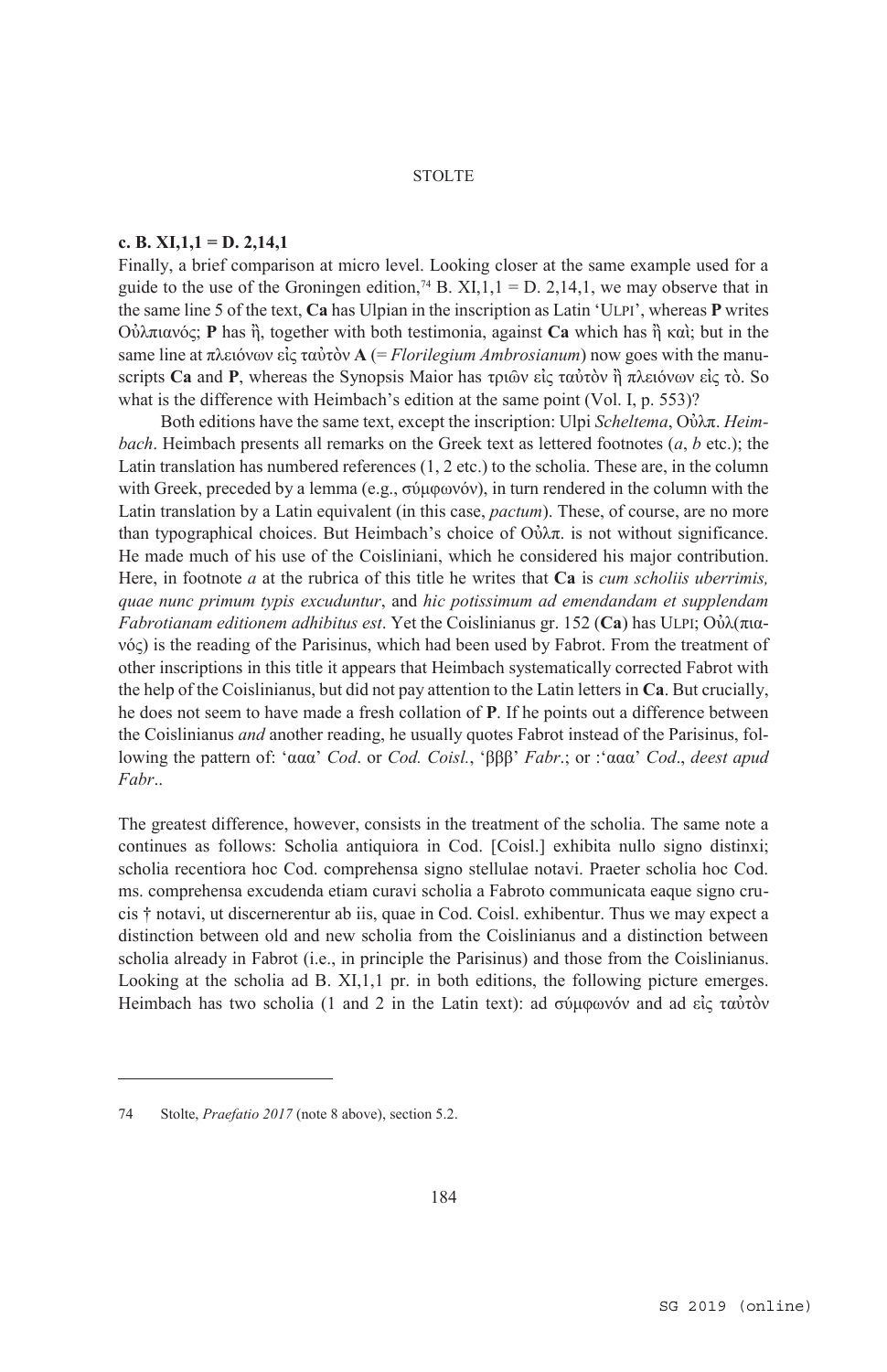**c. B. XI,1,1 = D. 2,14,1**

Finally, a brief comparison at micro level. Looking closer at the same example used for a guide to the use of the Groningen edition,[74] B. XI,1,1 = D. 2,14,1, we may observe that in the same line 5 of the text, **Ca** has Ulpian in the inscription as Latin 'ULPI', whereas **P** writes Οὐλπιανός; **P** has ἢ, together with both testimonia, against **Ca** which has ἢ καὶ; but in the same line at πλειόνων εἰς ταὐτὸν **A** (= *Florilegium Ambrosianum*) now goes with the manuscripts **Ca** and **P**, whereas the Synopsis Maior has τριῶν εἰς ταὐτὸν ἢ πλειόνων εἰς τὸ. So what is the difference with Heimbach's edition at the same point (Vol. I, p. 553)?

Both editions have the same text, except the inscription: Ulpi *Scheltema*, Οὐλπ. *Heimbach*. Heimbach presents all remarks on the Greek text as lettered footnotes (*a*, *b* etc.); the Latin translation has numbered references (1, 2 etc.) to the scholia. These are, in the column with Greek, preceded by a lemma (e.g., σύμφωνόν), in turn rendered in the column with the Latin translation by a Latin equivalent (in this case, *pactum*). These, of course, are no more than typographical choices. But Heimbach's choice of Οὐλπ. is not without significance. He made much of his use of the Coisliniani, which he considered his major contribution. Here, in footnote *a* at the rubrica of this title he writes that **Ca** is *cum scholiis uberrimis, quae nunc primum typis excuduntur*, and *hic potissimum ad emendandam et supplendam Fabrotianam editionem adhibitus est*. Yet the Coislinianus gr. 152 (**Ca**) has ULPI; Οὐλ(πιανός) is the reading of the Parisinus, which had been used by Fabrot. From the treatment of other inscriptions in this title it appears that Heimbach systematically corrected Fabrot with the help of the Coislinianus, but did not pay attention to the Latin letters in **Ca**. But crucially, he does not seem to have made a fresh collation of **P**. If he points out a difference between the Coislinianus *and* another reading, he usually quotes Fabrot instead of the Parisinus, following the pattern of: 'ααα' *Cod*. or *Cod. Coisl.*, 'βββ' *Fabr*.; or :'ααα' *Cod*., *deest apud Fabr*..

The greatest difference, however, consists in the treatment of the scholia. The same note a continues as follows: Scholia antiquiora in Cod. [Coisl.] exhibita nullo signo distinxi; scholia recentiora hoc Cod. comprehensa signo stellulae notavi. Praeter scholia hoc Cod. ms. comprehensa excudenda etiam curavi scholia a Fabroto communicata eaque signo crucis † notavi, ut discernerentur ab iis, quae in Cod. Coisl. exhibentur. Thus we may expect a distinction between old and new scholia from the Coislinianus and a distinction between scholia already in Fabrot (i.e., in principle the Parisinus) and those from the Coislinianus. Looking at the scholia ad B. XI,1,1 pr. in both editions, the following picture emerges. Heimbach has two scholia (1 and 2 in the Latin text): ad σύμφωνόν and ad εἰς ταὐτὸν

74 Stolte, *Praefatio 2017* (note 8 above), section 5.2.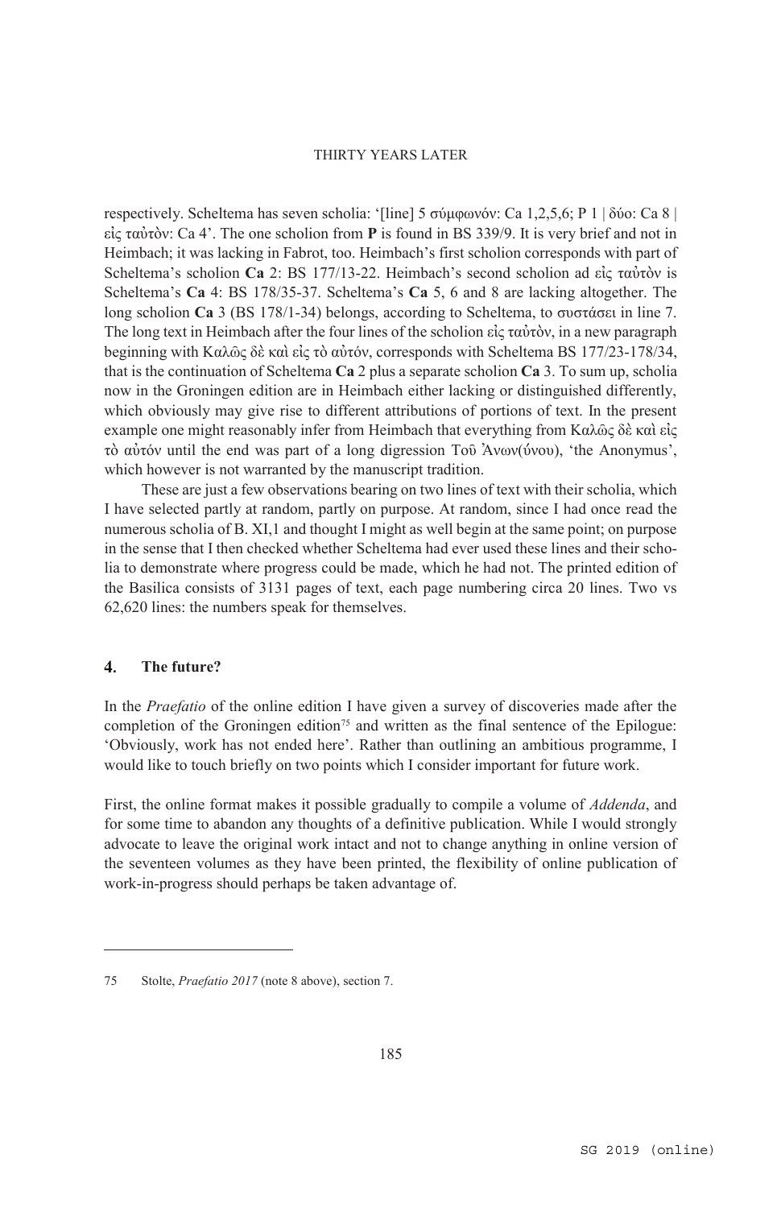respectively. Scheltema has seven scholia: '[line] 5 σύμφωνόν: Ca 1,2,5,6; P 1 | δύο: Ca 8 | εἰς ταὐτὸν: Ca 4'. The one scholion from **P** is found in BS 339/9. It is very brief and not in Heimbach; it was lacking in Fabrot, too. Heimbach's first scholion corresponds with part of Scheltema's scholion **Ca** 2: BS 177/13-22. Heimbach's second scholion ad εἰς ταὐτὸν is Scheltema's **Ca** 4: BS 178/35-37. Scheltema's **Ca** 5, 6 and 8 are lacking altogether. The long scholion **Ca** 3 (BS 178/1-34) belongs, according to Scheltema, to συστάσει in line 7. The long text in Heimbach after the four lines of the scholion εἰς ταὐτὸν, in a new paragraph beginning with Καλῶς δὲ καὶ εἰς τὸ αὐτόν, corresponds with Scheltema BS 177/23-178/34, that is the continuation of Scheltema **Ca** 2 plus a separate scholion **Ca** 3. To sum up, scholia now in the Groningen edition are in Heimbach either lacking or distinguished differently, which obviously may give rise to different attributions of portions of text. In the present example one might reasonably infer from Heimbach that everything from Καλῶς δὲ καὶ εἰς τὸ αὐτόν until the end was part of a long digression Τοῦ Ἀνων(ύνου), 'the Anonymus', which however is not warranted by the manuscript tradition.

These are just a few observations bearing on two lines of text with their scholia, which I have selected partly at random, partly on purpose. At random, since I had once read the numerous scholia of B. XI,1 and thought I might as well begin at the same point; on purpose in the sense that I then checked whether Scheltema had ever used these lines and their scholia to demonstrate where progress could be made, which he had not. The printed edition of the Basilica consists of 3131 pages of text, each page numbering circa 20 lines. Two vs 62,620 lines: the numbers speak for themselves.

## 4. The future?

In the *Praefatio* of the online edition I have given a survey of discoveries made after the completion of the Groningen edition[75] and written as the final sentence of the Epilogue: 'Obviously, work has not ended here'. Rather than outlining an ambitious programme, I would like to touch briefly on two points which I consider important for future work.

First, the online format makes it possible gradually to compile a volume of *Addenda*, and for some time to abandon any thoughts of a definitive publication. While I would strongly advocate to leave the original work intact and not to change anything in online version of the seventeen volumes as they have been printed, the flexibility of online publication of work-in-progress should perhaps be taken advantage of.

---

75 Stolte, *Praefatio 2017* (note 8 above), section 7.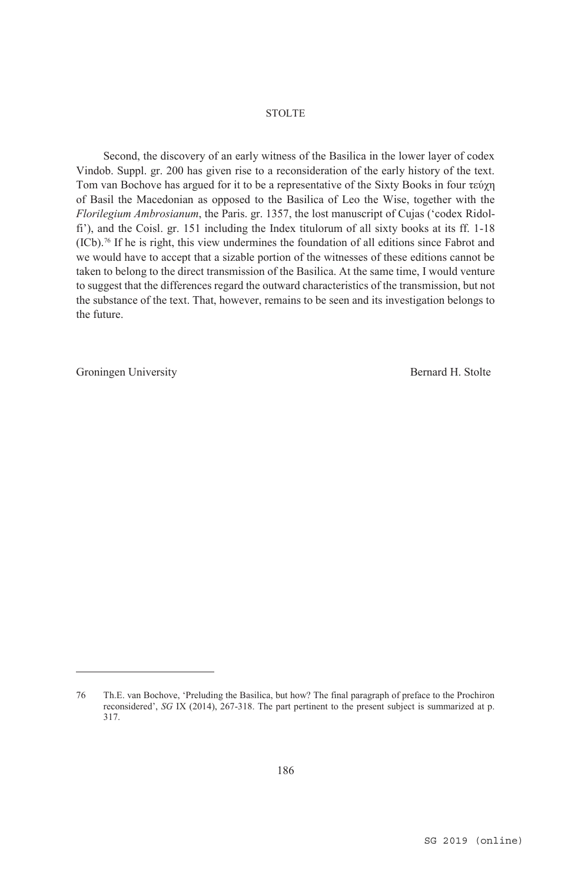Second, the discovery of an early witness of the Basilica in the lower layer of codex Vindob. Suppl. gr. 200 has given rise to a reconsideration of the early history of the text. Tom van Bochove has argued for it to be a representative of the Sixty Books in four τεύχη of Basil the Macedonian as opposed to the Basilica of Leo the Wise, together with the *Florilegium Ambrosianum*, the Paris. gr. 1357, the lost manuscript of Cujas ('codex Ridolfi'), and the Coisl. gr. 151 including the Index titulorum of all sixty books at its ff. 1-18 (ICb).[76] If he is right, this view undermines the foundation of all editions since Fabrot and we would have to accept that a sizable portion of the witnesses of these editions cannot be taken to belong to the direct transmission of the Basilica. At the same time, I would venture to suggest that the differences regard the outward characteristics of the transmission, but not the substance of the text. That, however, remains to be seen and its investigation belongs to the future.

Groningen University — Bernard H. Stolte

---

76 Th.E. van Bochove, 'Preluding the Basilica, but how? The final paragraph of preface to the Prochiron reconsidered', *SG* IX (2014), 267-318. The part pertinent to the present subject is summarized at p. 317.